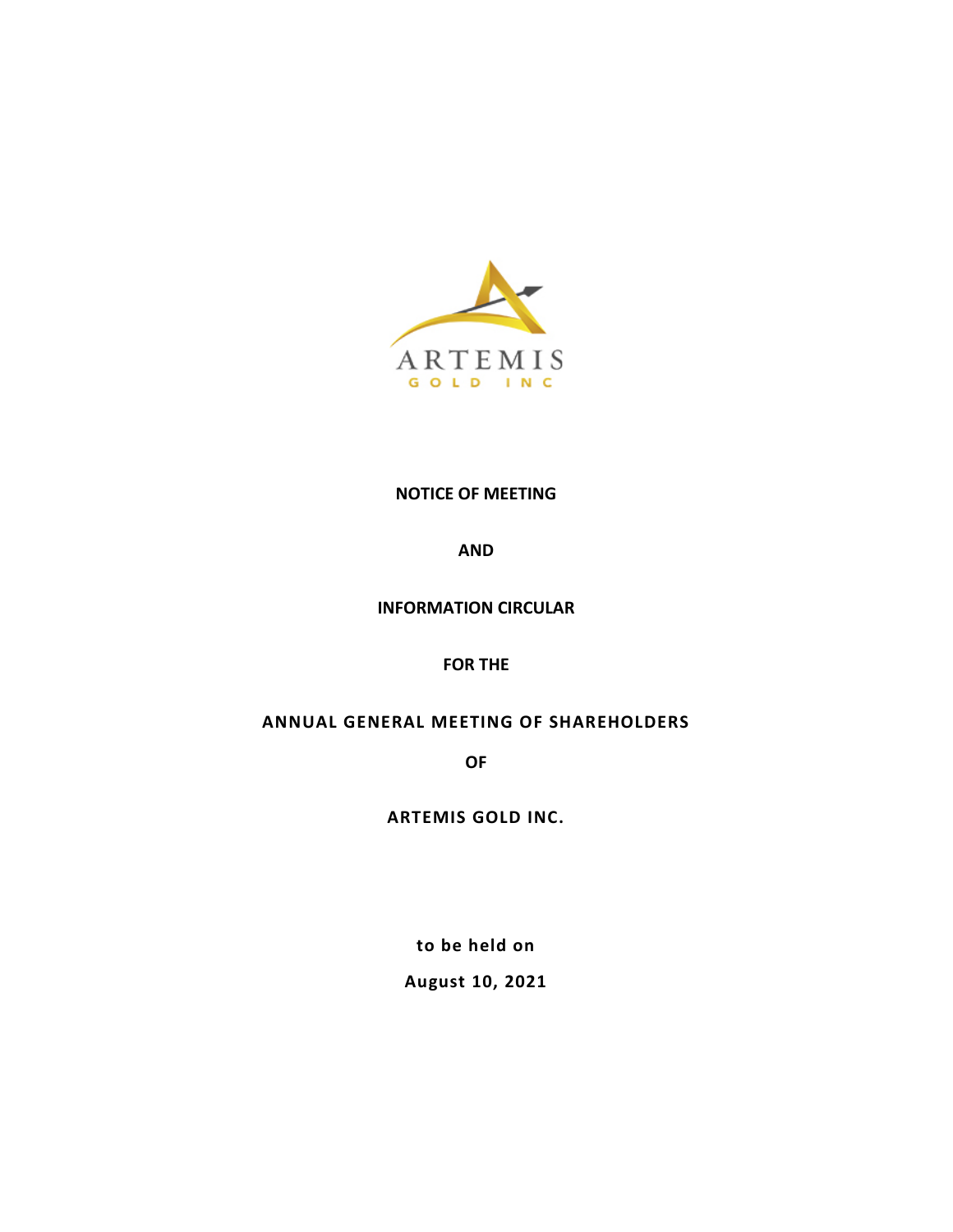**NOTICE OF MEETING**

**AND**

**INFORMATION CIRCULAR**

**FOR THE**

**ANNUAL GENERAL MEETING OF SHAREHOLDERS**

**OF**

**ARTEMIS GOLD INC.**

**to be held on**

**August 10, 2021**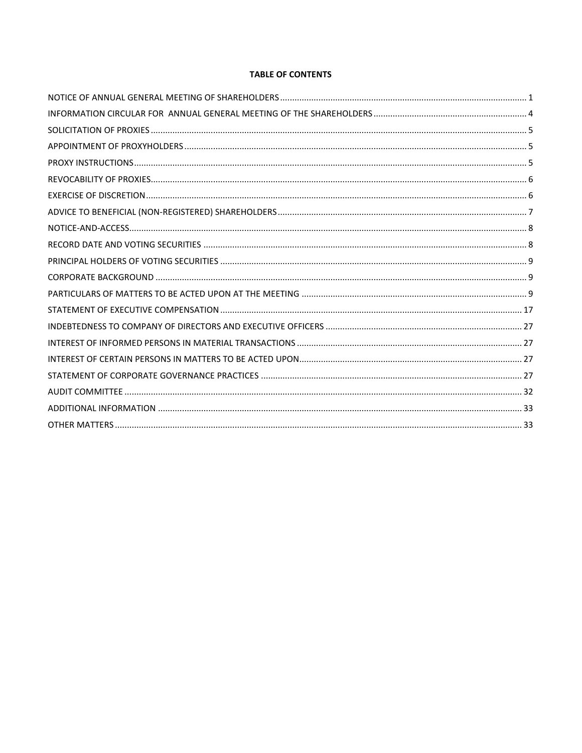## TABLE OF CONTENTS

| | |
|---|---|
| NOTICE OF ANNUAL GENERAL MEETING OF SHAREHOLDERS | 1 |
| INFORMATION CIRCULAR FOR ANNUAL GENERAL MEETING OF THE SHAREHOLDERS | 4 |
| SOLICITATION OF PROXIES | 5 |
| APPOINTMENT OF PROXYHOLDERS | 5 |
| PROXY INSTRUCTIONS | 5 |
| REVOCABILITY OF PROXIES | 6 |
| EXERCISE OF DISCRETION | 6 |
| ADVICE TO BENEFICIAL (NON-REGISTERED) SHAREHOLDERS | 7 |
| NOTICE-AND-ACCESS | 8 |
| RECORD DATE AND VOTING SECURITIES | 8 |
| PRINCIPAL HOLDERS OF VOTING SECURITIES | 9 |
| CORPORATE BACKGROUND | 9 |
| PARTICULARS OF MATTERS TO BE ACTED UPON AT THE MEETING | 9 |
| STATEMENT OF EXECUTIVE COMPENSATION | 17 |
| INDEBTEDNESS TO COMPANY OF DIRECTORS AND EXECUTIVE OFFICERS | 27 |
| INTEREST OF INFORMED PERSONS IN MATERIAL TRANSACTIONS | 27 |
| INTEREST OF CERTAIN PERSONS IN MATTERS TO BE ACTED UPON | 27 |
| STATEMENT OF CORPORATE GOVERNANCE PRACTICES | 27 |
| AUDIT COMMITTEE | 32 |
| ADDITIONAL INFORMATION | 33 |
| OTHER MATTERS | 33 |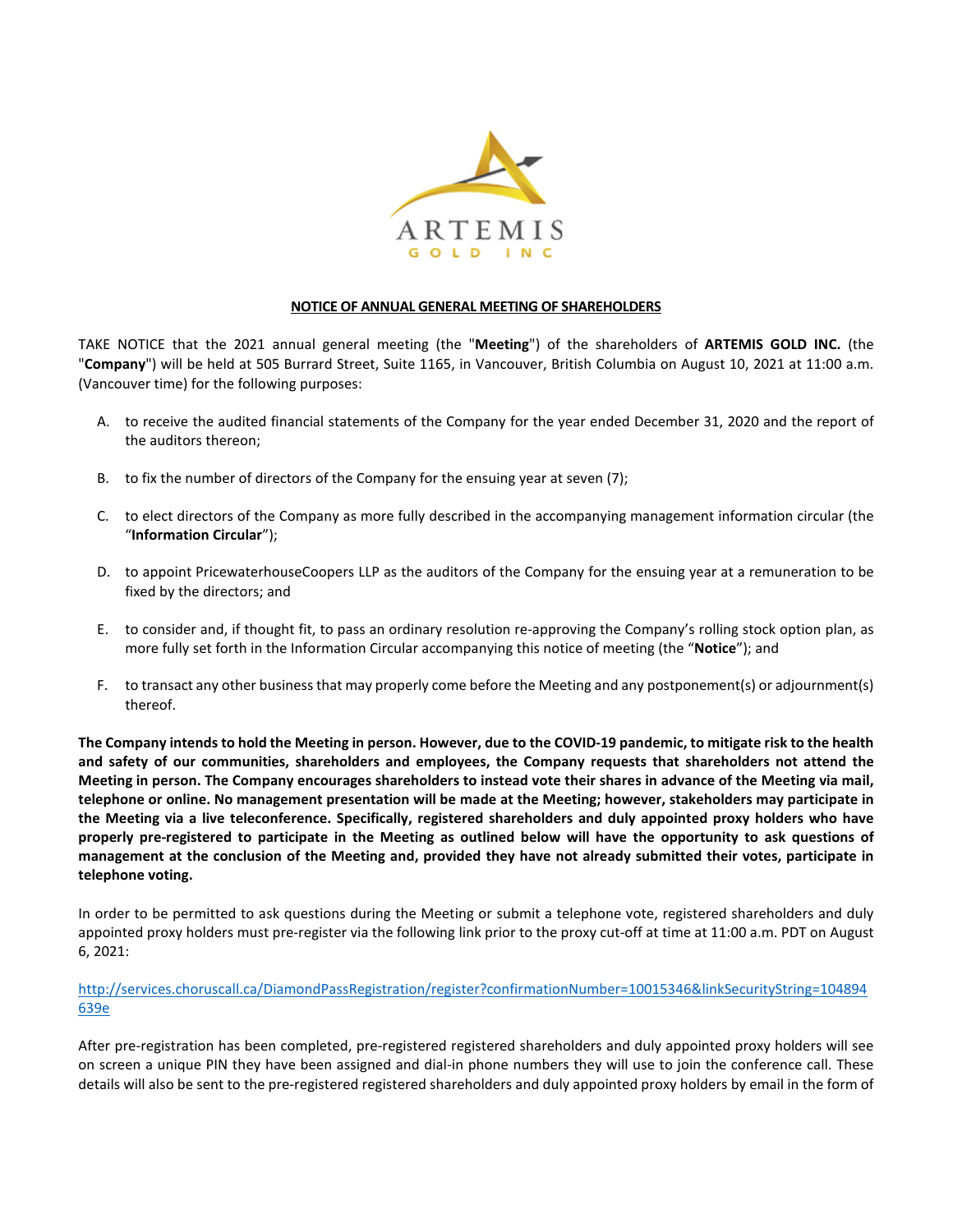**NOTICE OF ANNUAL GENERAL MEETING OF SHAREHOLDERS**

TAKE NOTICE that the 2021 annual general meeting (the "**Meeting**") of the shareholders of **ARTEMIS GOLD INC.** (the "**Company**") will be held at 505 Burrard Street, Suite 1165, in Vancouver, British Columbia on August 10, 2021 at 11:00 a.m. (Vancouver time) for the following purposes:

A. to receive the audited financial statements of the Company for the year ended December 31, 2020 and the report of the auditors thereon;

B. to fix the number of directors of the Company for the ensuing year at seven (7);

C. to elect directors of the Company as more fully described in the accompanying management information circular (the "**Information Circular**");

D. to appoint PricewaterhouseCoopers LLP as the auditors of the Company for the ensuing year at a remuneration to be fixed by the directors; and

E. to consider and, if thought fit, to pass an ordinary resolution re-approving the Company's rolling stock option plan, as more fully set forth in the Information Circular accompanying this notice of meeting (the "**Notice**"); and

F. to transact any other business that may properly come before the Meeting and any postponement(s) or adjournment(s) thereof.

**The Company intends to hold the Meeting in person. However, due to the COVID-19 pandemic, to mitigate risk to the health and safety of our communities, shareholders and employees, the Company requests that shareholders not attend the Meeting in person. The Company encourages shareholders to instead vote their shares in advance of the Meeting via mail, telephone or online. No management presentation will be made at the Meeting; however, stakeholders may participate in the Meeting via a live teleconference. Specifically, registered shareholders and duly appointed proxy holders who have properly pre-registered to participate in the Meeting as outlined below will have the opportunity to ask questions of management at the conclusion of the Meeting and, provided they have not already submitted their votes, participate in telephone voting.**

In order to be permitted to ask questions during the Meeting or submit a telephone vote, registered shareholders and duly appointed proxy holders must pre-register via the following link prior to the proxy cut-off at time at 11:00 a.m. PDT on August 6, 2021:

http://services.choruscall.ca/DiamondPassRegistration/register?confirmationNumber=10015346&linkSecurityString=104894639e

After pre-registration has been completed, pre-registered registered shareholders and duly appointed proxy holders will see on screen a unique PIN they have been assigned and dial-in phone numbers they will use to join the conference call. These details will also be sent to the pre-registered registered shareholders and duly appointed proxy holders by email in the form of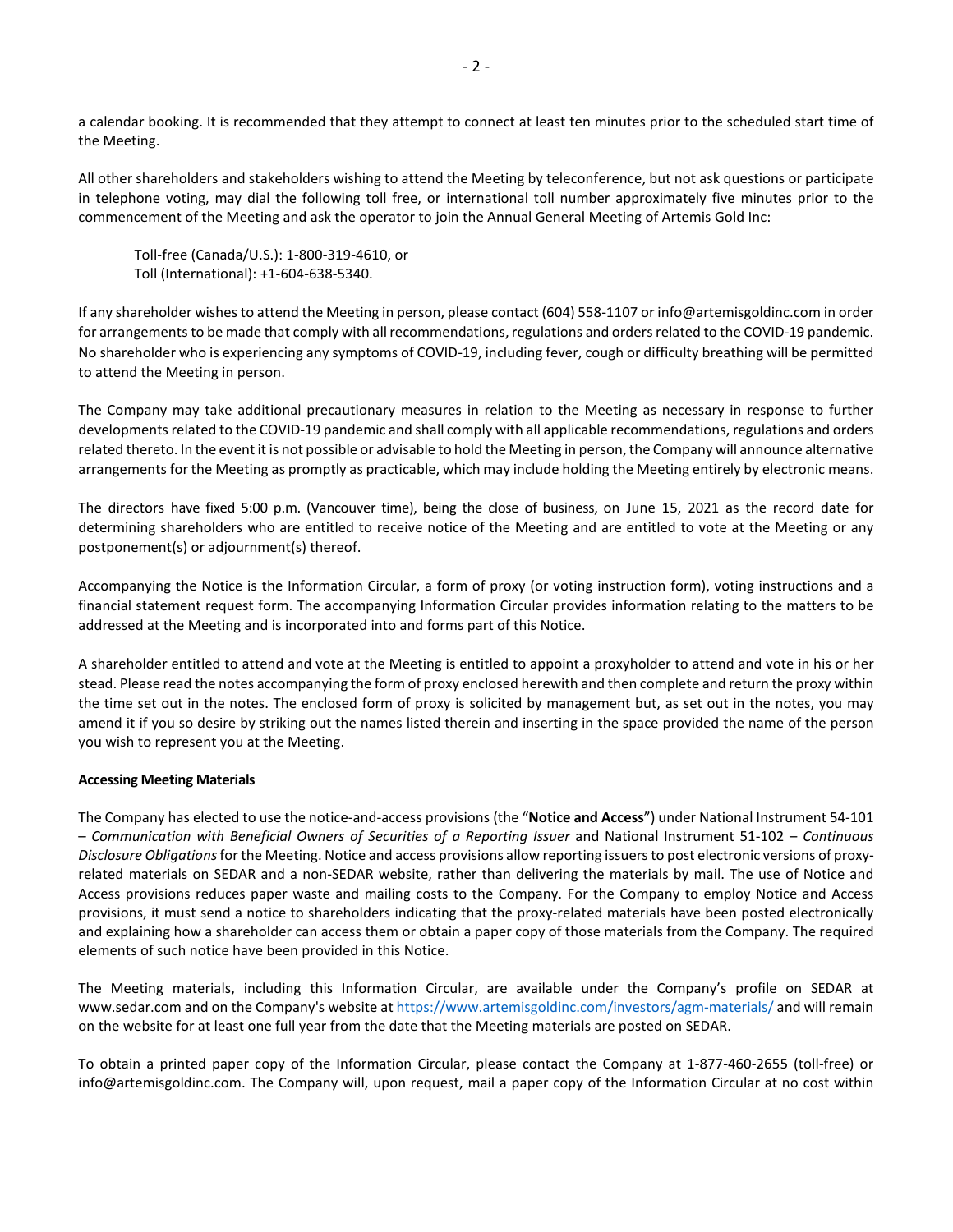a calendar booking. It is recommended that they attempt to connect at least ten minutes prior to the scheduled start time of the Meeting.

All other shareholders and stakeholders wishing to attend the Meeting by teleconference, but not ask questions or participate in telephone voting, may dial the following toll free, or international toll number approximately five minutes prior to the commencement of the Meeting and ask the operator to join the Annual General Meeting of Artemis Gold Inc:

Toll-free (Canada/U.S.): 1-800-319-4610, or
Toll (International): +1-604-638-5340.

If any shareholder wishes to attend the Meeting in person, please contact (604) 558-1107 or info@artemisgoldinc.com in order for arrangements to be made that comply with all recommendations, regulations and orders related to the COVID-19 pandemic. No shareholder who is experiencing any symptoms of COVID-19, including fever, cough or difficulty breathing will be permitted to attend the Meeting in person.

The Company may take additional precautionary measures in relation to the Meeting as necessary in response to further developments related to the COVID-19 pandemic and shall comply with all applicable recommendations, regulations and orders related thereto. In the event it is not possible or advisable to hold the Meeting in person, the Company will announce alternative arrangements for the Meeting as promptly as practicable, which may include holding the Meeting entirely by electronic means.

The directors have fixed 5:00 p.m. (Vancouver time), being the close of business, on June 15, 2021 as the record date for determining shareholders who are entitled to receive notice of the Meeting and are entitled to vote at the Meeting or any postponement(s) or adjournment(s) thereof.

Accompanying the Notice is the Information Circular, a form of proxy (or voting instruction form), voting instructions and a financial statement request form. The accompanying Information Circular provides information relating to the matters to be addressed at the Meeting and is incorporated into and forms part of this Notice.

A shareholder entitled to attend and vote at the Meeting is entitled to appoint a proxyholder to attend and vote in his or her stead. Please read the notes accompanying the form of proxy enclosed herewith and then complete and return the proxy within the time set out in the notes. The enclosed form of proxy is solicited by management but, as set out in the notes, you may amend it if you so desire by striking out the names listed therein and inserting in the space provided the name of the person you wish to represent you at the Meeting.

**Accessing Meeting Materials**

The Company has elected to use the notice-and-access provisions (the "**Notice and Access**") under National Instrument 54-101 – *Communication with Beneficial Owners of Securities of a Reporting Issuer* and National Instrument 51-102 – *Continuous Disclosure Obligations* for the Meeting. Notice and access provisions allow reporting issuers to post electronic versions of proxy-related materials on SEDAR and a non-SEDAR website, rather than delivering the materials by mail. The use of Notice and Access provisions reduces paper waste and mailing costs to the Company. For the Company to employ Notice and Access provisions, it must send a notice to shareholders indicating that the proxy-related materials have been posted electronically and explaining how a shareholder can access them or obtain a paper copy of those materials from the Company. The required elements of such notice have been provided in this Notice.

The Meeting materials, including this Information Circular, are available under the Company's profile on SEDAR at www.sedar.com and on the Company's website at https://www.artemisgoldinc.com/investors/agm-materials/ and will remain on the website for at least one full year from the date that the Meeting materials are posted on SEDAR.

To obtain a printed paper copy of the Information Circular, please contact the Company at 1-877-460-2655 (toll-free) or info@artemisgoldinc.com. The Company will, upon request, mail a paper copy of the Information Circular at no cost within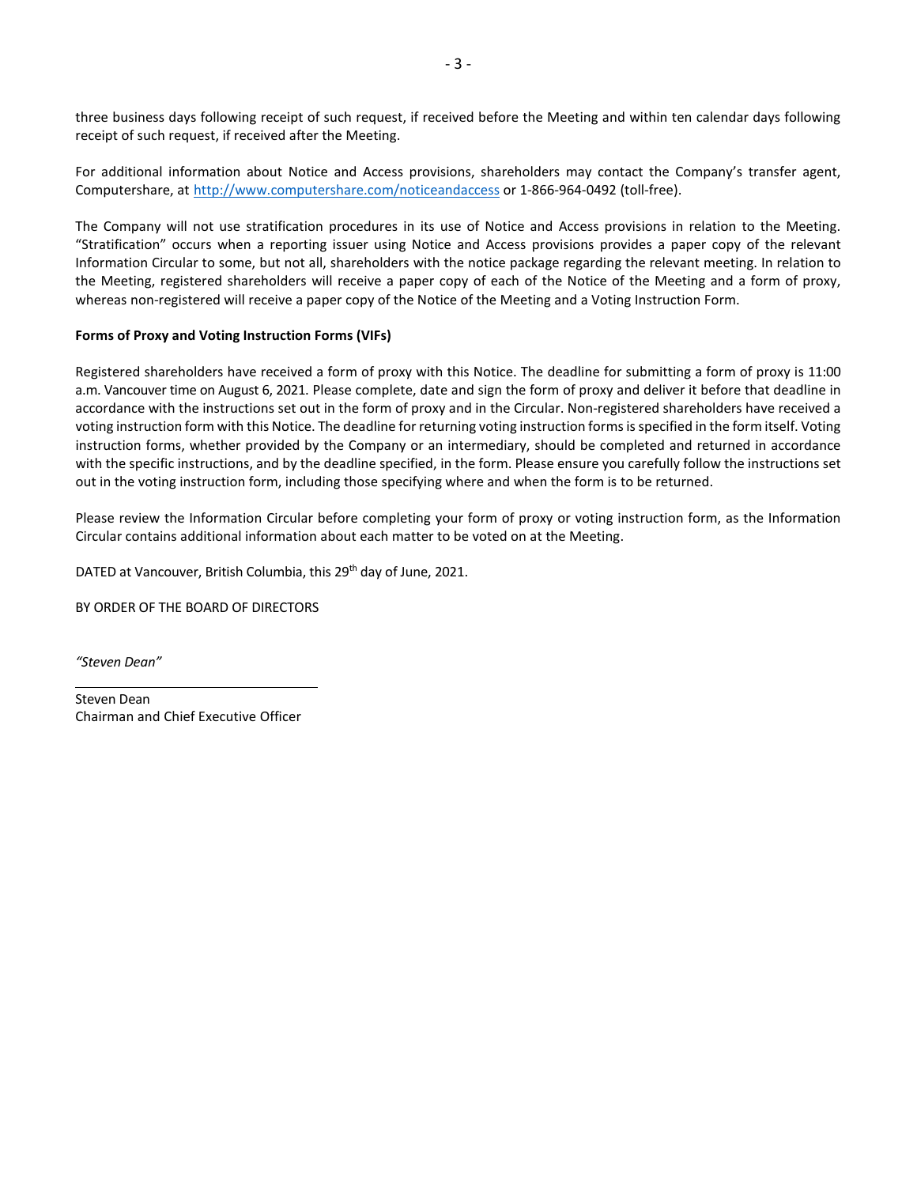three business days following receipt of such request, if received before the Meeting and within ten calendar days following receipt of such request, if received after the Meeting.

For additional information about Notice and Access provisions, shareholders may contact the Company's transfer agent, Computershare, at http://www.computershare.com/noticeandaccess or 1-866-964-0492 (toll-free).

The Company will not use stratification procedures in its use of Notice and Access provisions in relation to the Meeting. "Stratification" occurs when a reporting issuer using Notice and Access provisions provides a paper copy of the relevant Information Circular to some, but not all, shareholders with the notice package regarding the relevant meeting. In relation to the Meeting, registered shareholders will receive a paper copy of each of the Notice of the Meeting and a form of proxy, whereas non-registered will receive a paper copy of the Notice of the Meeting and a Voting Instruction Form.

**Forms of Proxy and Voting Instruction Forms (VIFs)**

Registered shareholders have received a form of proxy with this Notice. The deadline for submitting a form of proxy is 11:00 a.m. Vancouver time on August 6, 2021. Please complete, date and sign the form of proxy and deliver it before that deadline in accordance with the instructions set out in the form of proxy and in the Circular. Non-registered shareholders have received a voting instruction form with this Notice. The deadline for returning voting instruction forms is specified in the form itself. Voting instruction forms, whether provided by the Company or an intermediary, should be completed and returned in accordance with the specific instructions, and by the deadline specified, in the form. Please ensure you carefully follow the instructions set out in the voting instruction form, including those specifying where and when the form is to be returned.

Please review the Information Circular before completing your form of proxy or voting instruction form, as the Information Circular contains additional information about each matter to be voted on at the Meeting.

DATED at Vancouver, British Columbia, this 29th day of June, 2021.

BY ORDER OF THE BOARD OF DIRECTORS

*"Steven Dean"*

Steven Dean
Chairman and Chief Executive Officer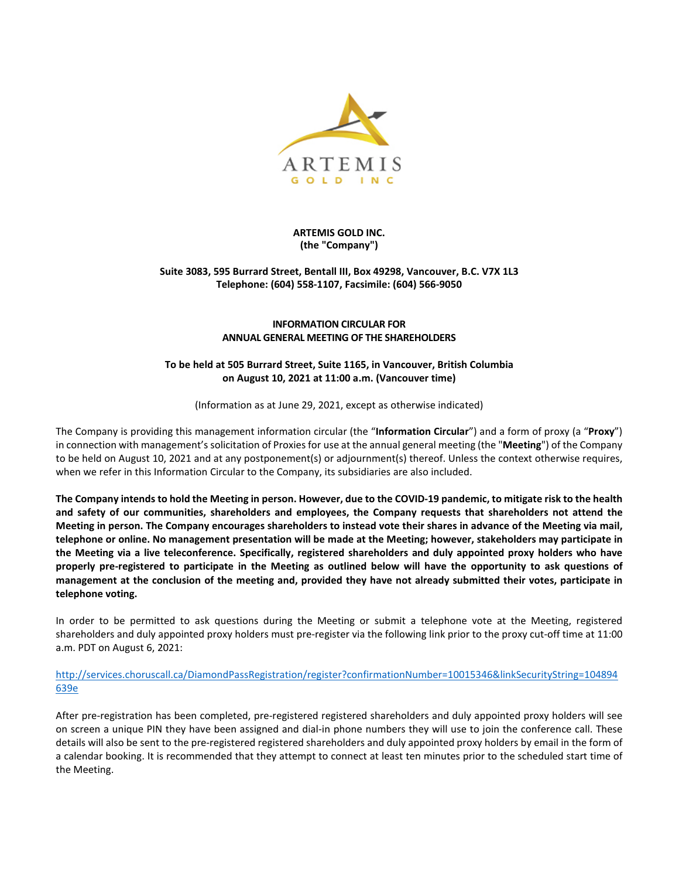**ARTEMIS GOLD INC.**
**(the "Company")**

**Suite 3083, 595 Burrard Street, Bentall III, Box 49298, Vancouver, B.C. V7X 1L3**
**Telephone: (604) 558-1107, Facsimile: (604) 566-9050**

**INFORMATION CIRCULAR FOR**
**ANNUAL GENERAL MEETING OF THE SHAREHOLDERS**

**To be held at 505 Burrard Street, Suite 1165, in Vancouver, British Columbia**
**on August 10, 2021 at 11:00 a.m. (Vancouver time)**

(Information as at June 29, 2021, except as otherwise indicated)

The Company is providing this management information circular (the "**Information Circular**") and a form of proxy (a "**Proxy**") in connection with management's solicitation of Proxies for use at the annual general meeting (the "**Meeting**") of the Company to be held on August 10, 2021 and at any postponement(s) or adjournment(s) thereof. Unless the context otherwise requires, when we refer in this Information Circular to the Company, its subsidiaries are also included.

**The Company intends to hold the Meeting in person. However, due to the COVID-19 pandemic, to mitigate risk to the health and safety of our communities, shareholders and employees, the Company requests that shareholders not attend the Meeting in person. The Company encourages shareholders to instead vote their shares in advance of the Meeting via mail, telephone or online. No management presentation will be made at the Meeting; however, stakeholders may participate in the Meeting via a live teleconference. Specifically, registered shareholders and duly appointed proxy holders who have properly pre-registered to participate in the Meeting as outlined below will have the opportunity to ask questions of management at the conclusion of the meeting and, provided they have not already submitted their votes, participate in telephone voting.**

In order to be permitted to ask questions during the Meeting or submit a telephone vote at the Meeting, registered shareholders and duly appointed proxy holders must pre-register via the following link prior to the proxy cut-off time at 11:00 a.m. PDT on August 6, 2021:

http://services.choruscall.ca/DiamondPassRegistration/register?confirmationNumber=10015346&linkSecurityString=104894639e

After pre-registration has been completed, pre-registered registered shareholders and duly appointed proxy holders will see on screen a unique PIN they have been assigned and dial-in phone numbers they will use to join the conference call. These details will also be sent to the pre-registered registered shareholders and duly appointed proxy holders by email in the form of a calendar booking. It is recommended that they attempt to connect at least ten minutes prior to the scheduled start time of the Meeting.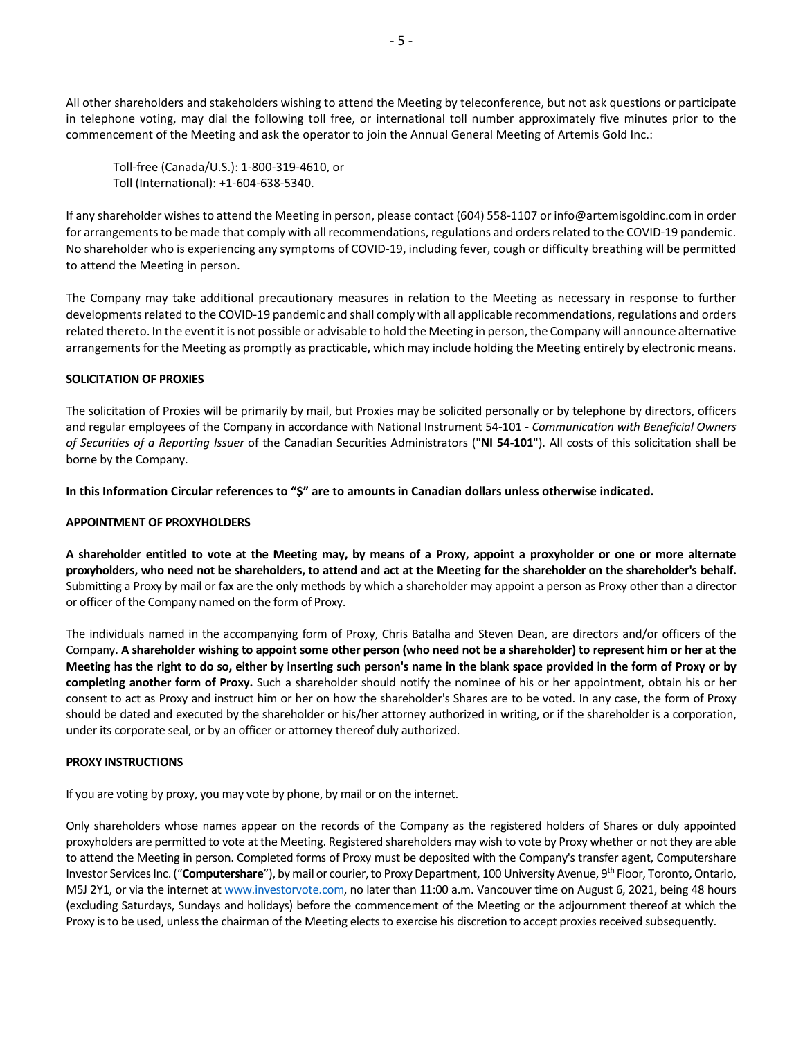All other shareholders and stakeholders wishing to attend the Meeting by teleconference, but not ask questions or participate in telephone voting, may dial the following toll free, or international toll number approximately five minutes prior to the commencement of the Meeting and ask the operator to join the Annual General Meeting of Artemis Gold Inc.:

Toll-free (Canada/U.S.): 1-800-319-4610, or
Toll (International): +1-604-638-5340.

If any shareholder wishes to attend the Meeting in person, please contact (604) 558-1107 or info@artemisgoldinc.com in order for arrangements to be made that comply with all recommendations, regulations and orders related to the COVID-19 pandemic. No shareholder who is experiencing any symptoms of COVID-19, including fever, cough or difficulty breathing will be permitted to attend the Meeting in person.

The Company may take additional precautionary measures in relation to the Meeting as necessary in response to further developments related to the COVID-19 pandemic and shall comply with all applicable recommendations, regulations and orders related thereto. In the event it is not possible or advisable to hold the Meeting in person, the Company will announce alternative arrangements for the Meeting as promptly as practicable, which may include holding the Meeting entirely by electronic means.

**SOLICITATION OF PROXIES**

The solicitation of Proxies will be primarily by mail, but Proxies may be solicited personally or by telephone by directors, officers and regular employees of the Company in accordance with National Instrument 54-101 - *Communication with Beneficial Owners of Securities of a Reporting Issuer* of the Canadian Securities Administrators ("**NI 54-101**"). All costs of this solicitation shall be borne by the Company.

**In this Information Circular references to "$" are to amounts in Canadian dollars unless otherwise indicated.**

**APPOINTMENT OF PROXYHOLDERS**

**A shareholder entitled to vote at the Meeting may, by means of a Proxy, appoint a proxyholder or one or more alternate proxyholders, who need not be shareholders, to attend and act at the Meeting for the shareholder on the shareholder's behalf.** Submitting a Proxy by mail or fax are the only methods by which a shareholder may appoint a person as Proxy other than a director or officer of the Company named on the form of Proxy.

The individuals named in the accompanying form of Proxy, Chris Batalha and Steven Dean, are directors and/or officers of the Company. **A shareholder wishing to appoint some other person (who need not be a shareholder) to represent him or her at the Meeting has the right to do so, either by inserting such person's name in the blank space provided in the form of Proxy or by completing another form of Proxy.** Such a shareholder should notify the nominee of his or her appointment, obtain his or her consent to act as Proxy and instruct him or her on how the shareholder's Shares are to be voted. In any case, the form of Proxy should be dated and executed by the shareholder or his/her attorney authorized in writing, or if the shareholder is a corporation, under its corporate seal, or by an officer or attorney thereof duly authorized.

**PROXY INSTRUCTIONS**

If you are voting by proxy, you may vote by phone, by mail or on the internet.

Only shareholders whose names appear on the records of the Company as the registered holders of Shares or duly appointed proxyholders are permitted to vote at the Meeting. Registered shareholders may wish to vote by Proxy whether or not they are able to attend the Meeting in person. Completed forms of Proxy must be deposited with the Company's transfer agent, Computershare Investor Services Inc. ("**Computershare**"), by mail or courier, to Proxy Department, 100 University Avenue, 9th Floor, Toronto, Ontario, M5J 2Y1, or via the internet at www.investorvote.com, no later than 11:00 a.m. Vancouver time on August 6, 2021, being 48 hours (excluding Saturdays, Sundays and holidays) before the commencement of the Meeting or the adjournment thereof at which the Proxy is to be used, unless the chairman of the Meeting elects to exercise his discretion to accept proxies received subsequently.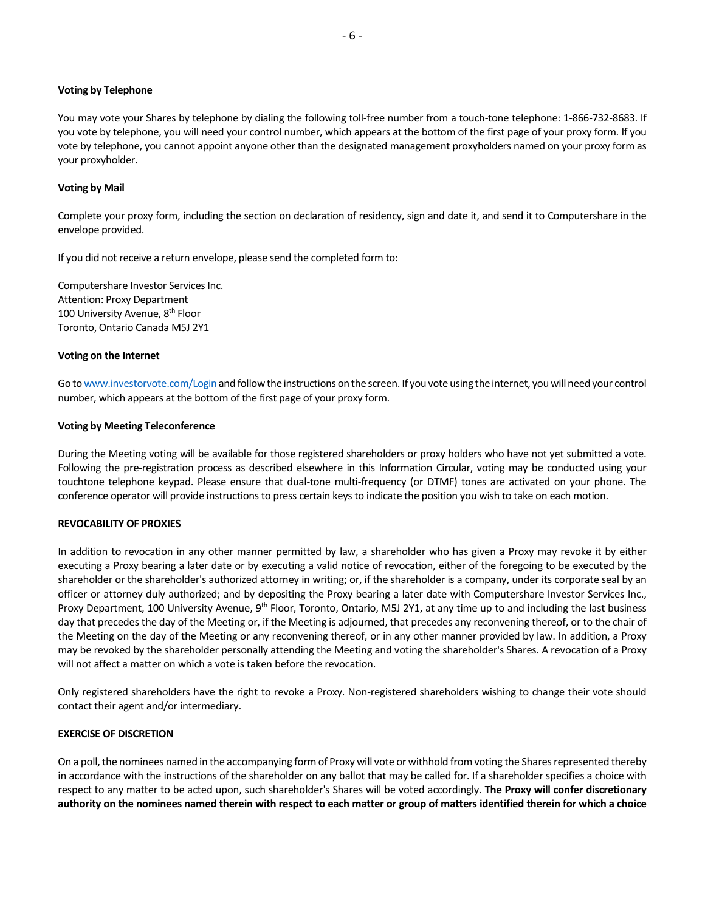**Voting by Telephone**

You may vote your Shares by telephone by dialing the following toll-free number from a touch-tone telephone: 1-866-732-8683. If you vote by telephone, you will need your control number, which appears at the bottom of the first page of your proxy form. If you vote by telephone, you cannot appoint anyone other than the designated management proxyholders named on your proxy form as your proxyholder.

**Voting by Mail**

Complete your proxy form, including the section on declaration of residency, sign and date it, and send it to Computershare in the envelope provided.

If you did not receive a return envelope, please send the completed form to:

Computershare Investor Services Inc.
Attention: Proxy Department
100 University Avenue, 8th Floor
Toronto, Ontario Canada M5J 2Y1

**Voting on the Internet**

Go to www.investorvote.com/Login and follow the instructions on the screen. If you vote using the internet, you will need your control number, which appears at the bottom of the first page of your proxy form.

**Voting by Meeting Teleconference**

During the Meeting voting will be available for those registered shareholders or proxy holders who have not yet submitted a vote. Following the pre-registration process as described elsewhere in this Information Circular, voting may be conducted using your touchtone telephone keypad. Please ensure that dual-tone multi-frequency (or DTMF) tones are activated on your phone. The conference operator will provide instructions to press certain keys to indicate the position you wish to take on each motion.

**REVOCABILITY OF PROXIES**

In addition to revocation in any other manner permitted by law, a shareholder who has given a Proxy may revoke it by either executing a Proxy bearing a later date or by executing a valid notice of revocation, either of the foregoing to be executed by the shareholder or the shareholder's authorized attorney in writing; or, if the shareholder is a company, under its corporate seal by an officer or attorney duly authorized; and by depositing the Proxy bearing a later date with Computershare Investor Services Inc., Proxy Department, 100 University Avenue, 9th Floor, Toronto, Ontario, M5J 2Y1, at any time up to and including the last business day that precedes the day of the Meeting or, if the Meeting is adjourned, that precedes any reconvening thereof, or to the chair of the Meeting on the day of the Meeting or any reconvening thereof, or in any other manner provided by law. In addition, a Proxy may be revoked by the shareholder personally attending the Meeting and voting the shareholder's Shares. A revocation of a Proxy will not affect a matter on which a vote is taken before the revocation.

Only registered shareholders have the right to revoke a Proxy. Non-registered shareholders wishing to change their vote should contact their agent and/or intermediary.

**EXERCISE OF DISCRETION**

On a poll, the nominees named in the accompanying form of Proxy will vote or withhold from voting the Shares represented thereby in accordance with the instructions of the shareholder on any ballot that may be called for. If a shareholder specifies a choice with respect to any matter to be acted upon, such shareholder's Shares will be voted accordingly. **The Proxy will confer discretionary authority on the nominees named therein with respect to each matter or group of matters identified therein for which a choice**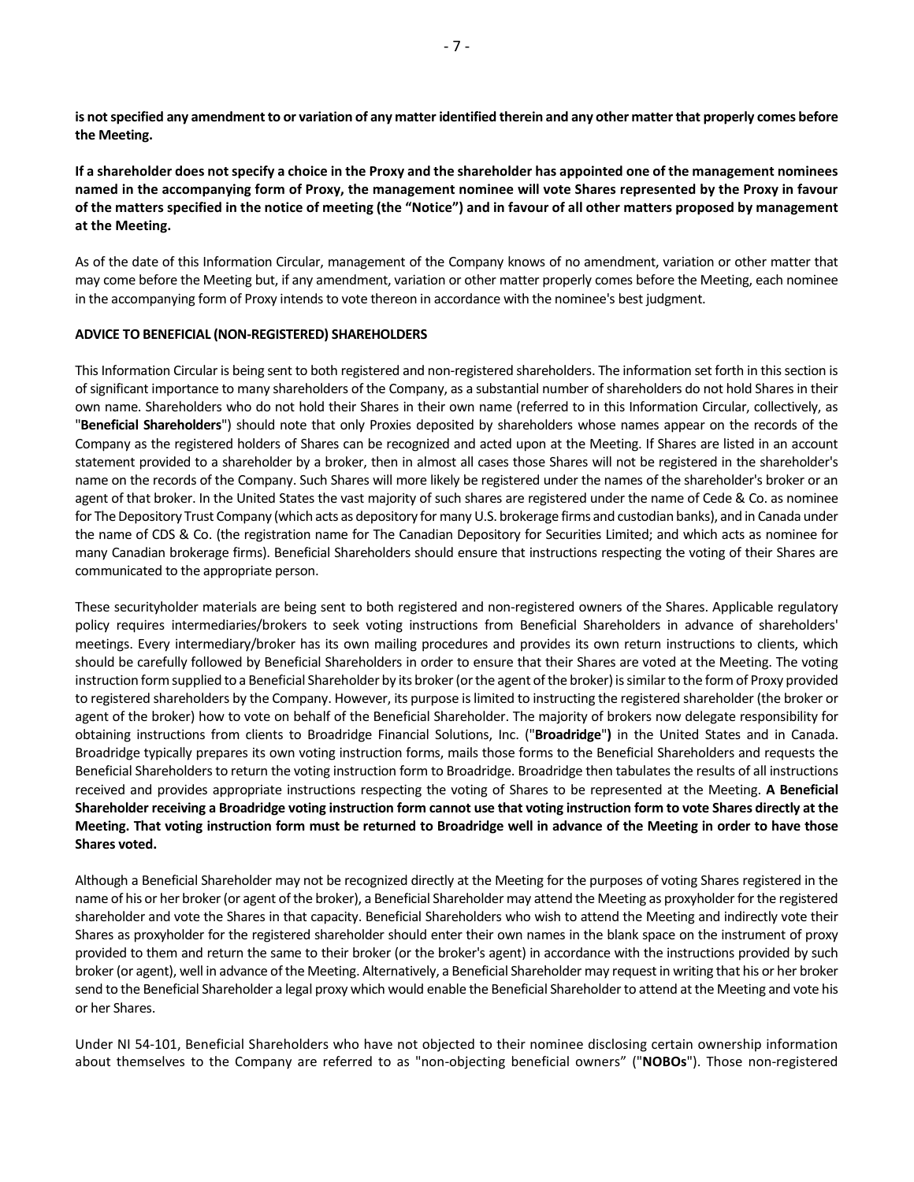**is not specified any amendment to or variation of any matter identified therein and any other matter that properly comes before the Meeting.**

**If a shareholder does not specify a choice in the Proxy and the shareholder has appointed one of the management nominees named in the accompanying form of Proxy, the management nominee will vote Shares represented by the Proxy in favour of the matters specified in the notice of meeting (the "Notice") and in favour of all other matters proposed by management at the Meeting.**

As of the date of this Information Circular, management of the Company knows of no amendment, variation or other matter that may come before the Meeting but, if any amendment, variation or other matter properly comes before the Meeting, each nominee in the accompanying form of Proxy intends to vote thereon in accordance with the nominee's best judgment.

**ADVICE TO BENEFICIAL (NON-REGISTERED) SHAREHOLDERS**

This Information Circular is being sent to both registered and non-registered shareholders. The information set forth in this section is of significant importance to many shareholders of the Company, as a substantial number of shareholders do not hold Shares in their own name. Shareholders who do not hold their Shares in their own name (referred to in this Information Circular, collectively, as "**Beneficial Shareholders**") should note that only Proxies deposited by shareholders whose names appear on the records of the Company as the registered holders of Shares can be recognized and acted upon at the Meeting. If Shares are listed in an account statement provided to a shareholder by a broker, then in almost all cases those Shares will not be registered in the shareholder's name on the records of the Company. Such Shares will more likely be registered under the names of the shareholder's broker or an agent of that broker. In the United States the vast majority of such shares are registered under the name of Cede & Co. as nominee for The Depository Trust Company (which acts as depository for many U.S. brokerage firms and custodian banks), and in Canada under the name of CDS & Co. (the registration name for The Canadian Depository for Securities Limited; and which acts as nominee for many Canadian brokerage firms). Beneficial Shareholders should ensure that instructions respecting the voting of their Shares are communicated to the appropriate person.

These securityholder materials are being sent to both registered and non-registered owners of the Shares. Applicable regulatory policy requires intermediaries/brokers to seek voting instructions from Beneficial Shareholders in advance of shareholders' meetings. Every intermediary/broker has its own mailing procedures and provides its own return instructions to clients, which should be carefully followed by Beneficial Shareholders in order to ensure that their Shares are voted at the Meeting. The voting instruction form supplied to a Beneficial Shareholder by its broker (or the agent of the broker) is similar to the form of Proxy provided to registered shareholders by the Company. However, its purpose is limited to instructing the registered shareholder (the broker or agent of the broker) how to vote on behalf of the Beneficial Shareholder. The majority of brokers now delegate responsibility for obtaining instructions from clients to Broadridge Financial Solutions, Inc. ("**Broadridge**") in the United States and in Canada. Broadridge typically prepares its own voting instruction forms, mails those forms to the Beneficial Shareholders and requests the Beneficial Shareholders to return the voting instruction form to Broadridge. Broadridge then tabulates the results of all instructions received and provides appropriate instructions respecting the voting of Shares to be represented at the Meeting. **A Beneficial Shareholder receiving a Broadridge voting instruction form cannot use that voting instruction form to vote Shares directly at the Meeting. That voting instruction form must be returned to Broadridge well in advance of the Meeting in order to have those Shares voted.**

Although a Beneficial Shareholder may not be recognized directly at the Meeting for the purposes of voting Shares registered in the name of his or her broker (or agent of the broker), a Beneficial Shareholder may attend the Meeting as proxyholder for the registered shareholder and vote the Shares in that capacity. Beneficial Shareholders who wish to attend the Meeting and indirectly vote their Shares as proxyholder for the registered shareholder should enter their own names in the blank space on the instrument of proxy provided to them and return the same to their broker (or the broker's agent) in accordance with the instructions provided by such broker (or agent), well in advance of the Meeting. Alternatively, a Beneficial Shareholder may request in writing that his or her broker send to the Beneficial Shareholder a legal proxy which would enable the Beneficial Shareholder to attend at the Meeting and vote his or her Shares.

Under NI 54-101, Beneficial Shareholders who have not objected to their nominee disclosing certain ownership information about themselves to the Company are referred to as "non-objecting beneficial owners" ("**NOBOs**"). Those non-registered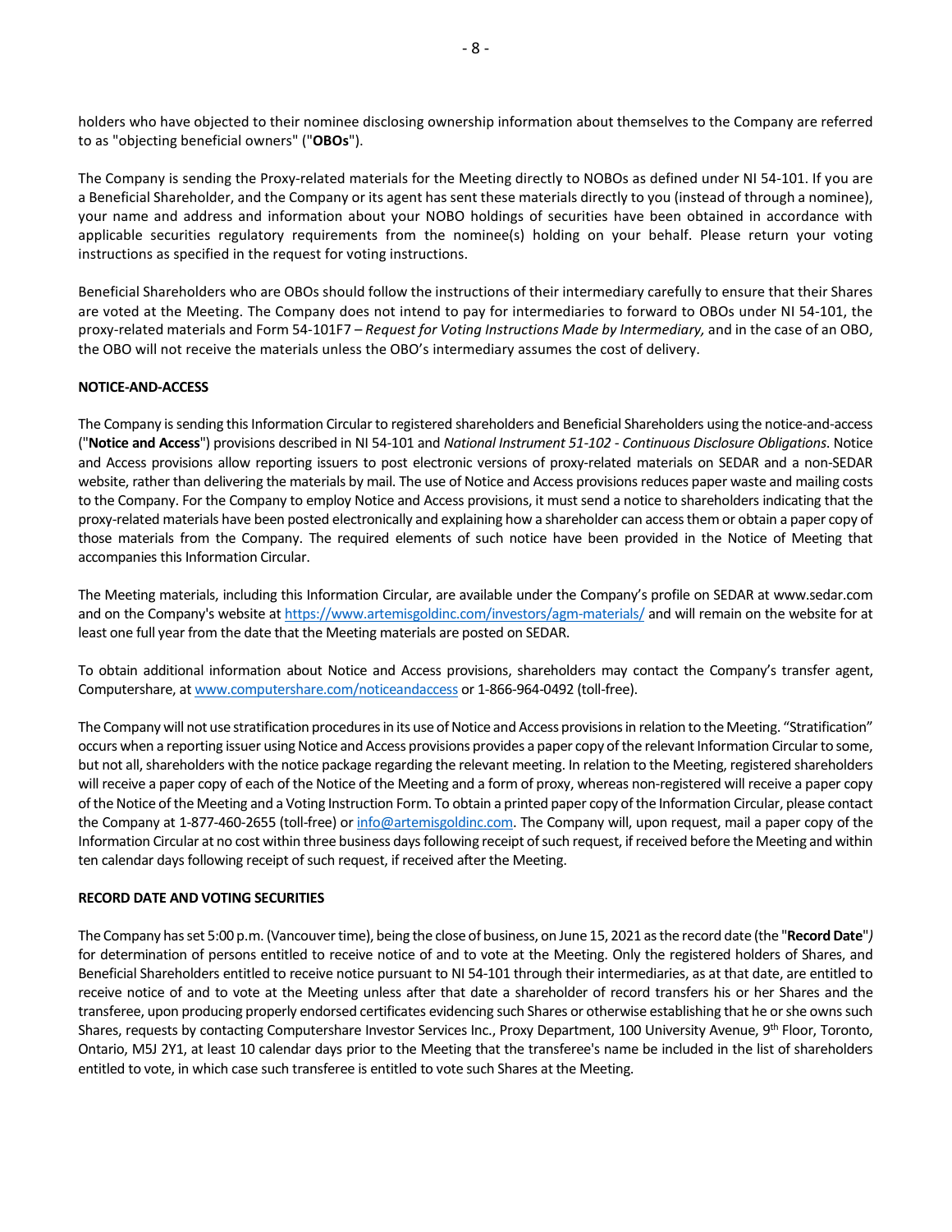holders who have objected to their nominee disclosing ownership information about themselves to the Company are referred to as "objecting beneficial owners" ("**OBOs**").

The Company is sending the Proxy-related materials for the Meeting directly to NOBOs as defined under NI 54-101. If you are a Beneficial Shareholder, and the Company or its agent has sent these materials directly to you (instead of through a nominee), your name and address and information about your NOBO holdings of securities have been obtained in accordance with applicable securities regulatory requirements from the nominee(s) holding on your behalf. Please return your voting instructions as specified in the request for voting instructions.

Beneficial Shareholders who are OBOs should follow the instructions of their intermediary carefully to ensure that their Shares are voted at the Meeting. The Company does not intend to pay for intermediaries to forward to OBOs under NI 54-101, the proxy-related materials and Form 54-101F7 – *Request for Voting Instructions Made by Intermediary,* and in the case of an OBO, the OBO will not receive the materials unless the OBO's intermediary assumes the cost of delivery.

**NOTICE-AND-ACCESS**

The Company is sending this Information Circular to registered shareholders and Beneficial Shareholders using the notice-and-access ("**Notice and Access**") provisions described in NI 54-101 and *National Instrument 51-102 - Continuous Disclosure Obligations*. Notice and Access provisions allow reporting issuers to post electronic versions of proxy-related materials on SEDAR and a non-SEDAR website, rather than delivering the materials by mail. The use of Notice and Access provisions reduces paper waste and mailing costs to the Company. For the Company to employ Notice and Access provisions, it must send a notice to shareholders indicating that the proxy-related materials have been posted electronically and explaining how a shareholder can access them or obtain a paper copy of those materials from the Company. The required elements of such notice have been provided in the Notice of Meeting that accompanies this Information Circular.

The Meeting materials, including this Information Circular, are available under the Company's profile on SEDAR at www.sedar.com and on the Company's website at https://www.artemisgoldinc.com/investors/agm-materials/ and will remain on the website for at least one full year from the date that the Meeting materials are posted on SEDAR.

To obtain additional information about Notice and Access provisions, shareholders may contact the Company's transfer agent, Computershare, at www.computershare.com/noticeandaccess or 1-866-964-0492 (toll-free).

The Company will not use stratification procedures in its use of Notice and Access provisions in relation to the Meeting. "Stratification" occurs when a reporting issuer using Notice and Access provisions provides a paper copy of the relevant Information Circular to some, but not all, shareholders with the notice package regarding the relevant meeting. In relation to the Meeting, registered shareholders will receive a paper copy of each of the Notice of the Meeting and a form of proxy, whereas non-registered will receive a paper copy of the Notice of the Meeting and a Voting Instruction Form. To obtain a printed paper copy of the Information Circular, please contact the Company at 1-877-460-2655 (toll-free) or info@artemisgoldinc.com. The Company will, upon request, mail a paper copy of the Information Circular at no cost within three business days following receipt of such request, if received before the Meeting and within ten calendar days following receipt of such request, if received after the Meeting.

**RECORD DATE AND VOTING SECURITIES**

The Company has set 5:00 p.m. (Vancouver time), being the close of business, on June 15, 2021 as the record date (the "**Record Date**") for determination of persons entitled to receive notice of and to vote at the Meeting. Only the registered holders of Shares, and Beneficial Shareholders entitled to receive notice pursuant to NI 54-101 through their intermediaries, as at that date, are entitled to receive notice of and to vote at the Meeting unless after that date a shareholder of record transfers his or her Shares and the transferee, upon producing properly endorsed certificates evidencing such Shares or otherwise establishing that he or she owns such Shares, requests by contacting Computershare Investor Services Inc., Proxy Department, 100 University Avenue, 9th Floor, Toronto, Ontario, M5J 2Y1, at least 10 calendar days prior to the Meeting that the transferee's name be included in the list of shareholders entitled to vote, in which case such transferee is entitled to vote such Shares at the Meeting.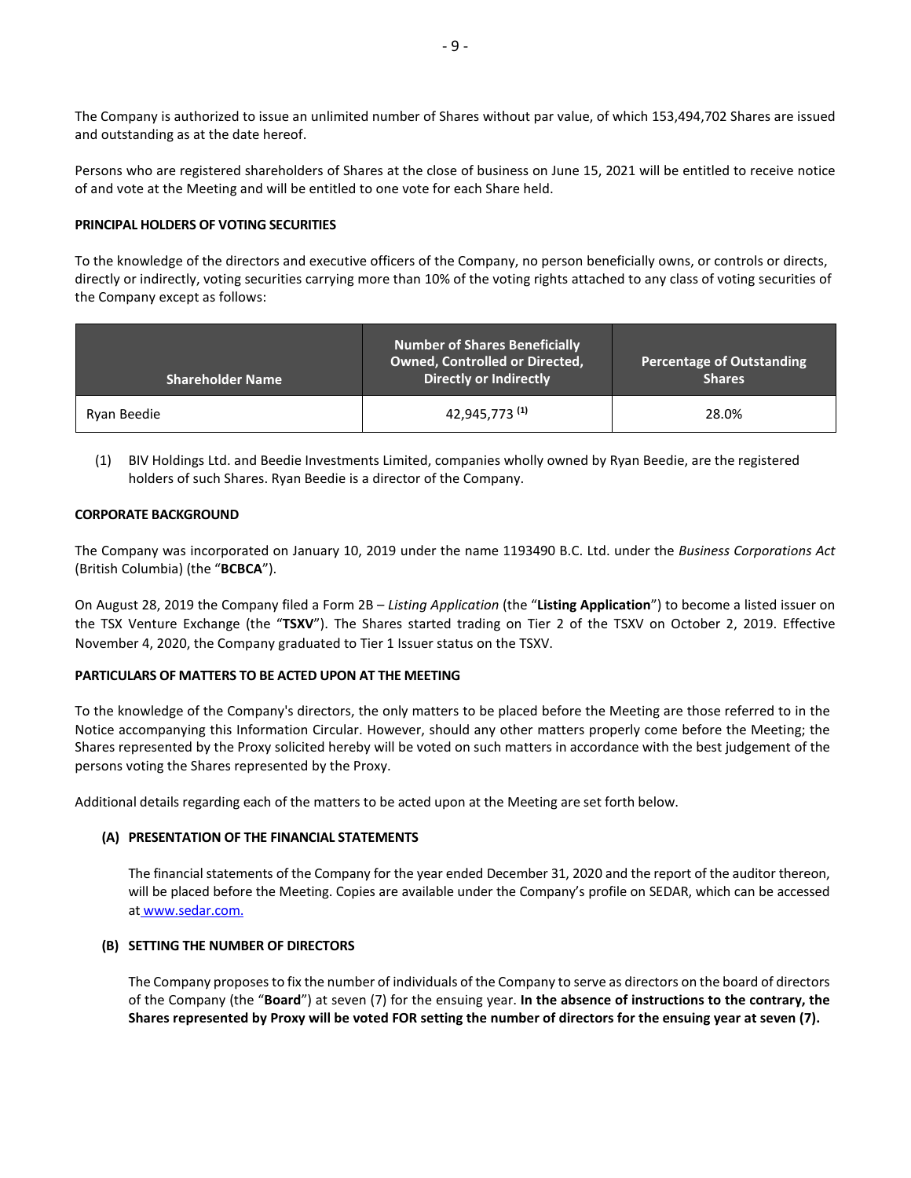The Company is authorized to issue an unlimited number of Shares without par value, of which 153,494,702 Shares are issued and outstanding as at the date hereof.

Persons who are registered shareholders of Shares at the close of business on June 15, 2021 will be entitled to receive notice of and vote at the Meeting and will be entitled to one vote for each Share held.

**PRINCIPAL HOLDERS OF VOTING SECURITIES**

To the knowledge of the directors and executive officers of the Company, no person beneficially owns, or controls or directs, directly or indirectly, voting securities carrying more than 10% of the voting rights attached to any class of voting securities of the Company except as follows:

| Shareholder Name | Number of Shares Beneficially Owned, Controlled or Directed, Directly or Indirectly | Percentage of Outstanding Shares |
|---|---|---|
| Ryan Beedie | 42,945,773 (1) | 28.0% |

(1) BIV Holdings Ltd. and Beedie Investments Limited, companies wholly owned by Ryan Beedie, are the registered holders of such Shares. Ryan Beedie is a director of the Company.

**CORPORATE BACKGROUND**

The Company was incorporated on January 10, 2019 under the name 1193490 B.C. Ltd. under the *Business Corporations Act* (British Columbia) (the "**BCBCA**").

On August 28, 2019 the Company filed a Form 2B – *Listing Application* (the "**Listing Application**") to become a listed issuer on the TSX Venture Exchange (the "**TSXV**"). The Shares started trading on Tier 2 of the TSXV on October 2, 2019. Effective November 4, 2020, the Company graduated to Tier 1 Issuer status on the TSXV.

**PARTICULARS OF MATTERS TO BE ACTED UPON AT THE MEETING**

To the knowledge of the Company's directors, the only matters to be placed before the Meeting are those referred to in the Notice accompanying this Information Circular. However, should any other matters properly come before the Meeting; the Shares represented by the Proxy solicited hereby will be voted on such matters in accordance with the best judgement of the persons voting the Shares represented by the Proxy.

Additional details regarding each of the matters to be acted upon at the Meeting are set forth below.

**(A) PRESENTATION OF THE FINANCIAL STATEMENTS**

The financial statements of the Company for the year ended December 31, 2020 and the report of the auditor thereon, will be placed before the Meeting. Copies are available under the Company's profile on SEDAR, which can be accessed at www.sedar.com.

**(B) SETTING THE NUMBER OF DIRECTORS**

The Company proposes to fix the number of individuals of the Company to serve as directors on the board of directors of the Company (the "**Board**") at seven (7) for the ensuing year. **In the absence of instructions to the contrary, the Shares represented by Proxy will be voted FOR setting the number of directors for the ensuing year at seven (7).**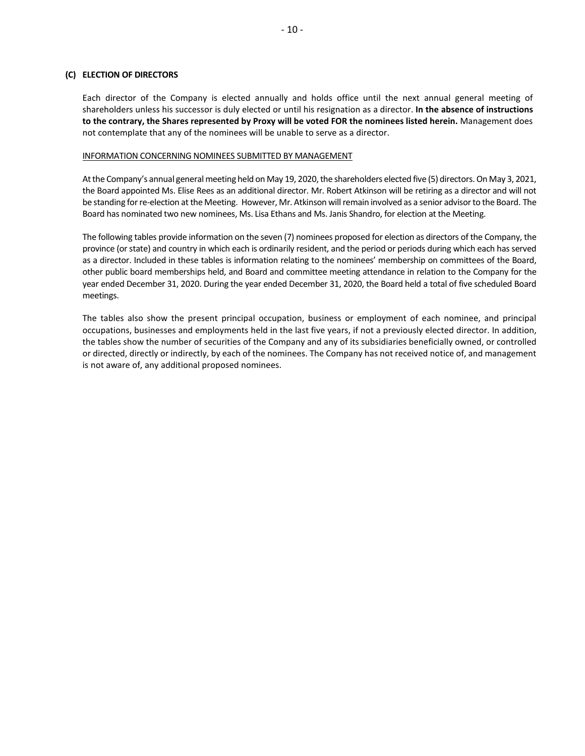## (C) ELECTION OF DIRECTORS

Each director of the Company is elected annually and holds office until the next annual general meeting of shareholders unless his successor is duly elected or until his resignation as a director. **In the absence of instructions to the contrary, the Shares represented by Proxy will be voted FOR the nominees listed herein.** Management does not contemplate that any of the nominees will be unable to serve as a director.

INFORMATION CONCERNING NOMINEES SUBMITTED BY MANAGEMENT

At the Company's annual general meeting held on May 19, 2020, the shareholders elected five (5) directors. On May 3, 2021, the Board appointed Ms. Elise Rees as an additional director. Mr. Robert Atkinson will be retiring as a director and will not be standing for re-election at the Meeting. However, Mr. Atkinson will remain involved as a senior advisor to the Board. The Board has nominated two new nominees, Ms. Lisa Ethans and Ms. Janis Shandro, for election at the Meeting.

The following tables provide information on the seven (7) nominees proposed for election as directors of the Company, the province (or state) and country in which each is ordinarily resident, and the period or periods during which each has served as a director. Included in these tables is information relating to the nominees' membership on committees of the Board, other public board memberships held, and Board and committee meeting attendance in relation to the Company for the year ended December 31, 2020. During the year ended December 31, 2020, the Board held a total of five scheduled Board meetings.

The tables also show the present principal occupation, business or employment of each nominee, and principal occupations, businesses and employments held in the last five years, if not a previously elected director. In addition, the tables show the number of securities of the Company and any of its subsidiaries beneficially owned, or controlled or directed, directly or indirectly, by each of the nominees. The Company has not received notice of, and management is not aware of, any additional proposed nominees.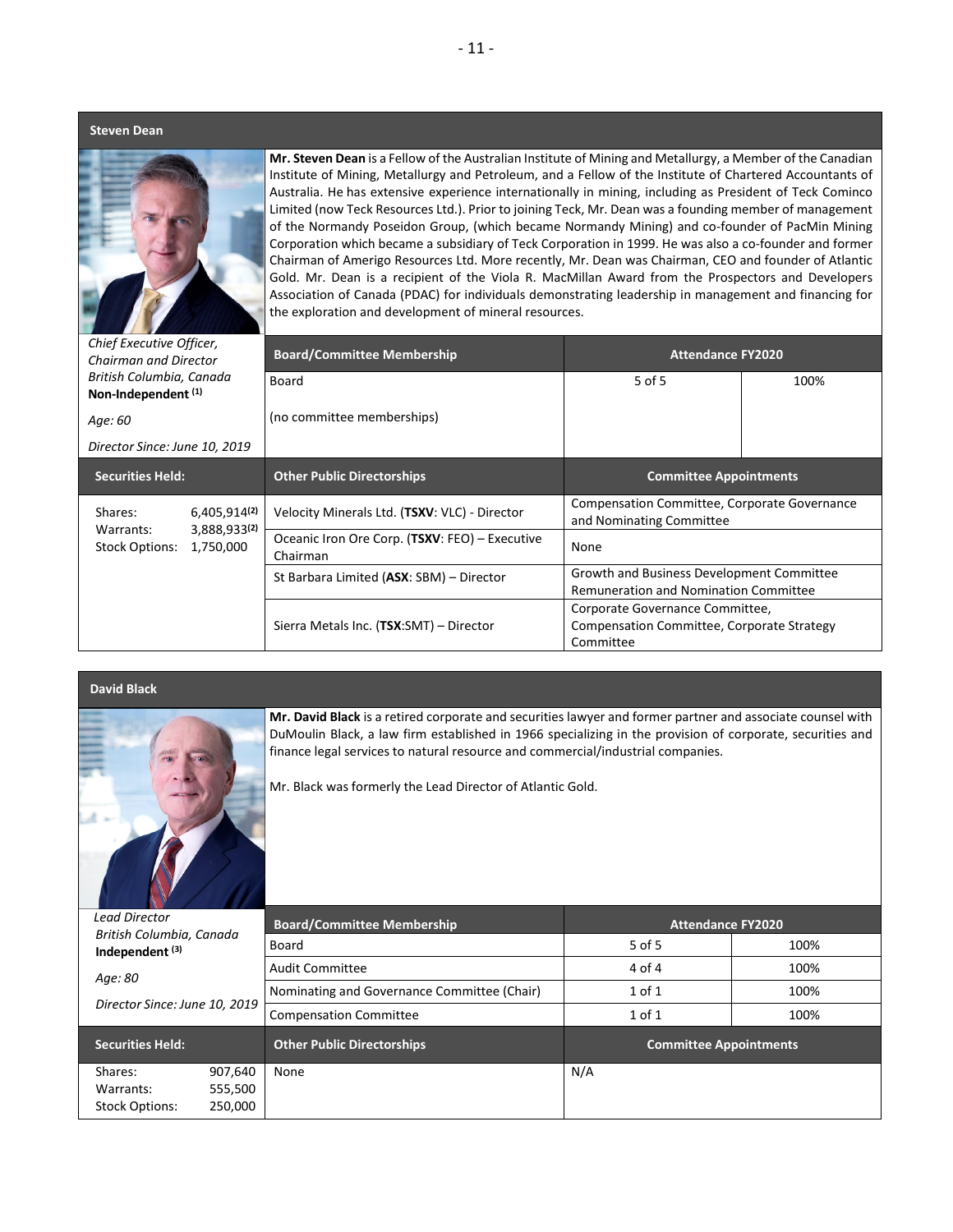## Steven Dean

**Mr. Steven Dean** is a Fellow of the Australian Institute of Mining and Metallurgy, a Member of the Canadian Institute of Mining, Metallurgy and Petroleum, and a Fellow of the Institute of Chartered Accountants of Australia. He has extensive experience internationally in mining, including as President of Teck Cominco Limited (now Teck Resources Ltd.). Prior to joining Teck, Mr. Dean was a founding member of management of the Normandy Poseidon Group, (which became Normandy Mining) and co-founder of PacMin Mining Corporation which became a subsidiary of Teck Corporation in 1999. He was also a co-founder and former Chairman of Amerigo Resources Ltd. More recently, Mr. Dean was Chairman, CEO and founder of Atlantic Gold. Mr. Dean is a recipient of the Viola R. MacMillan Award from the Prospectors and Developers Association of Canada (PDAC) for individuals demonstrating leadership in management and financing for the exploration and development of mineral resources.

*Chief Executive Officer, Chairman and Director*
*British Columbia, Canada*
**Non-Independent** [(1)]

*Age: 60*

*Director Since: June 10, 2019*

| Board/Committee Membership | Attendance FY2020 | |
|---|---|---|
| Board | 5 of 5 | 100% |
| (no committee memberships) | | |

| Securities Held: | |
|---|---|
| Shares: | 6,405,914[(2)] |
| Warrants: | 3,888,933[(2)] |
| Stock Options: | 1,750,000 |

| Other Public Directorships | Committee Appointments |
|---|---|
| Velocity Minerals Ltd. (**TSXV**: VLC) - Director | Compensation Committee, Corporate Governance and Nominating Committee |
| Oceanic Iron Ore Corp. (**TSXV**: FEO) – Executive Chairman | None |
| St Barbara Limited (**ASX**: SBM) – Director | Growth and Business Development Committee<br>Remuneration and Nomination Committee |
| Sierra Metals Inc. (**TSX**:SMT) – Director | Corporate Governance Committee, Compensation Committee, Corporate Strategy Committee |

## David Black

**Mr. David Black** is a retired corporate and securities lawyer and former partner and associate counsel with DuMoulin Black, a law firm established in 1966 specializing in the provision of corporate, securities and finance legal services to natural resource and commercial/industrial companies.

Mr. Black was formerly the Lead Director of Atlantic Gold.

*Lead Director*
*British Columbia, Canada*
**Independent** [(3)]

*Age: 80*

*Director Since: June 10, 2019*

| Board/Committee Membership | Attendance FY2020 | |
|---|---|---|
| Board | 5 of 5 | 100% |
| Audit Committee | 4 of 4 | 100% |
| Nominating and Governance Committee (Chair) | 1 of 1 | 100% |
| Compensation Committee | 1 of 1 | 100% |

| Securities Held: | |
|---|---|
| Shares: | 907,640 |
| Warrants: | 555,500 |
| Stock Options: | 250,000 |

| Other Public Directorships | Committee Appointments |
|---|---|
| None | N/A |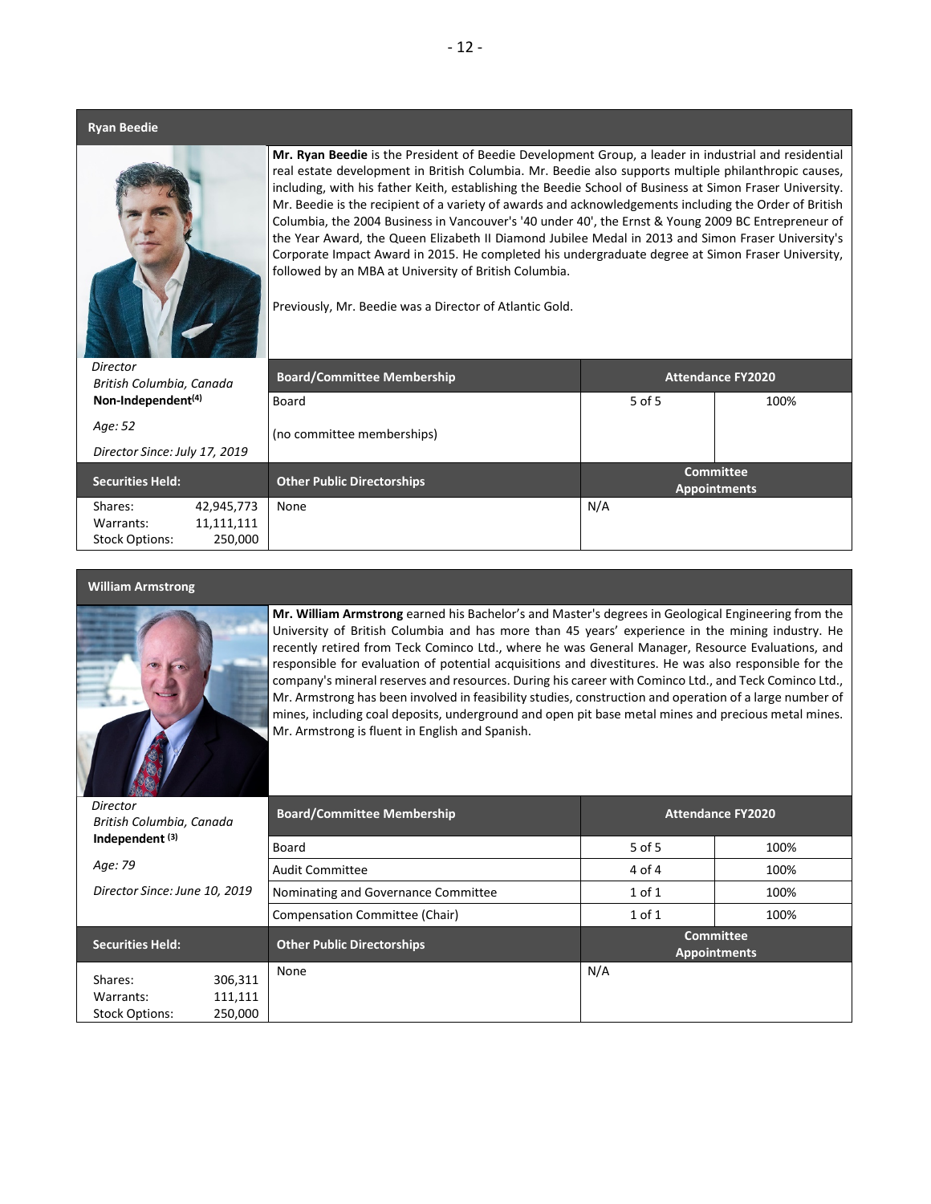## Ryan Beedie

**Mr. Ryan Beedie** is the President of Beedie Development Group, a leader in industrial and residential real estate development in British Columbia. Mr. Beedie also supports multiple philanthropic causes, including, with his father Keith, establishing the Beedie School of Business at Simon Fraser University. Mr. Beedie is the recipient of a variety of awards and acknowledgements including the Order of British Columbia, the 2004 Business in Vancouver's '40 under 40', the Ernst & Young 2009 BC Entrepreneur of the Year Award, the Queen Elizabeth II Diamond Jubilee Medal in 2013 and Simon Fraser University's Corporate Impact Award in 2015. He completed his undergraduate degree at Simon Fraser University, followed by an MBA at University of British Columbia.

Previously, Mr. Beedie was a Director of Atlantic Gold.

*Director*
*British Columbia, Canada*
**Non-Independent**[(4)]

*Age: 52*

*Director Since: July 17, 2019*

| Board/Committee Membership | Attendance FY2020 | |
|---|---|---|
| Board | 5 of 5 | 100% |
| (no committee memberships) | | |

| Securities Held: | | Other Public Directorships | Committee Appointments |
|---|---|---|---|
| Shares: | 42,945,773 | None | N/A |
| Warrants: | 11,111,111 | | |
| Stock Options: | 250,000 | | |

## William Armstrong

**Mr. William Armstrong** earned his Bachelor's and Master's degrees in Geological Engineering from the University of British Columbia and has more than 45 years' experience in the mining industry. He recently retired from Teck Cominco Ltd., where he was General Manager, Resource Evaluations, and responsible for evaluation of potential acquisitions and divestitures. He was also responsible for the company's mineral reserves and resources. During his career with Cominco Ltd., and Teck Cominco Ltd., Mr. Armstrong has been involved in feasibility studies, construction and operation of a large number of mines, including coal deposits, underground and open pit base metal mines and precious metal mines. Mr. Armstrong is fluent in English and Spanish.

*Director*
*British Columbia, Canada*
**Independent** [(3)]

*Age: 79*

*Director Since: June 10, 2019*

| Board/Committee Membership | Attendance FY2020 | |
|---|---|---|
| Board | 5 of 5 | 100% |
| Audit Committee | 4 of 4 | 100% |
| Nominating and Governance Committee | 1 of 1 | 100% |
| Compensation Committee (Chair) | 1 of 1 | 100% |

| Securities Held: | | Other Public Directorships | Committee Appointments |
|---|---|---|---|
| Shares: | 306,311 | None | N/A |
| Warrants: | 111,111 | | |
| Stock Options: | 250,000 | | |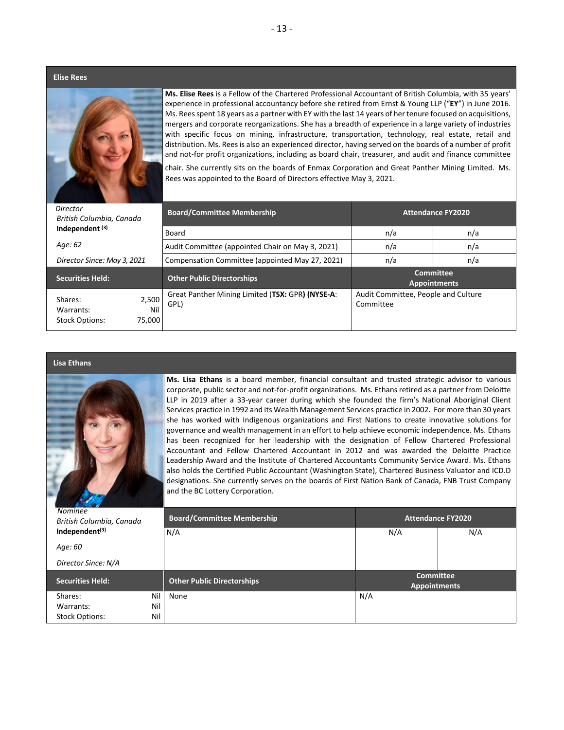## Elise Rees

**Ms. Elise Rees** is a Fellow of the Chartered Professional Accountant of British Columbia, with 35 years' experience in professional accountancy before she retired from Ernst & Young LLP ("**EY**") in June 2016. Ms. Rees spent 18 years as a partner with EY with the last 14 years of her tenure focused on acquisitions, mergers and corporate reorganizations. She has a breadth of experience in a large variety of industries with specific focus on mining, infrastructure, transportation, technology, real estate, retail and distribution. Ms. Rees is also an experienced director, having served on the boards of a number of profit and not-for profit organizations, including as board chair, treasurer, and audit and finance committee chair. She currently sits on the boards of Enmax Corporation and Great Panther Mining Limited. Ms. Rees was appointed to the Board of Directors effective May 3, 2021.

*Director*
*British Columbia, Canada*
**Independent** [(3)]

*Age: 62*

*Director Since: May 3, 2021*

| Board/Committee Membership | Attendance FY2020 | |
|---|---|---|
| Board | n/a | n/a |
| Audit Committee (appointed Chair on May 3, 2021) | n/a | n/a |
| Compensation Committee (appointed May 27, 2021) | n/a | n/a |

| Securities Held: | | Other Public Directorships | Committee Appointments |
|---|---|---|---|
| Shares: | 2,500 | Great Panther Mining Limited (**TSX:** GPR**) (NYSE-A**: GPL) | Audit Committee, People and Culture Committee |
| Warrants: | Nil | | |
| Stock Options: | 75,000 | | |

## Lisa Ethans

**Ms. Lisa Ethans** is a board member, financial consultant and trusted strategic advisor to various corporate, public sector and not-for-profit organizations. Ms. Ethans retired as a partner from Deloitte LLP in 2019 after a 33-year career during which she founded the firm's National Aboriginal Client Services practice in 1992 and its Wealth Management Services practice in 2002. For more than 30 years she has worked with Indigenous organizations and First Nations to create innovative solutions for governance and wealth management in an effort to help achieve economic independence. Ms. Ethans has been recognized for her leadership with the designation of Fellow Chartered Professional Accountant and Fellow Chartered Accountant in 2012 and was awarded the Deloitte Practice Leadership Award and the Institute of Chartered Accountants Community Service Award. Ms. Ethans also holds the Certified Public Accountant (Washington State), Chartered Business Valuator and ICD.D designations. She currently serves on the boards of First Nation Bank of Canada, FNB Trust Company and the BC Lottery Corporation.

*Nominee*
*British Columbia, Canada*
**Independent**[(3)]

*Age: 60*

*Director Since: N/A*

| Board/Committee Membership | Attendance FY2020 | |
|---|---|---|
| N/A | N/A | N/A |

| Securities Held: | | Other Public Directorships | Committee Appointments |
|---|---|---|---|
| Shares: | Nil | None | N/A |
| Warrants: | Nil | | |
| Stock Options: | Nil | | |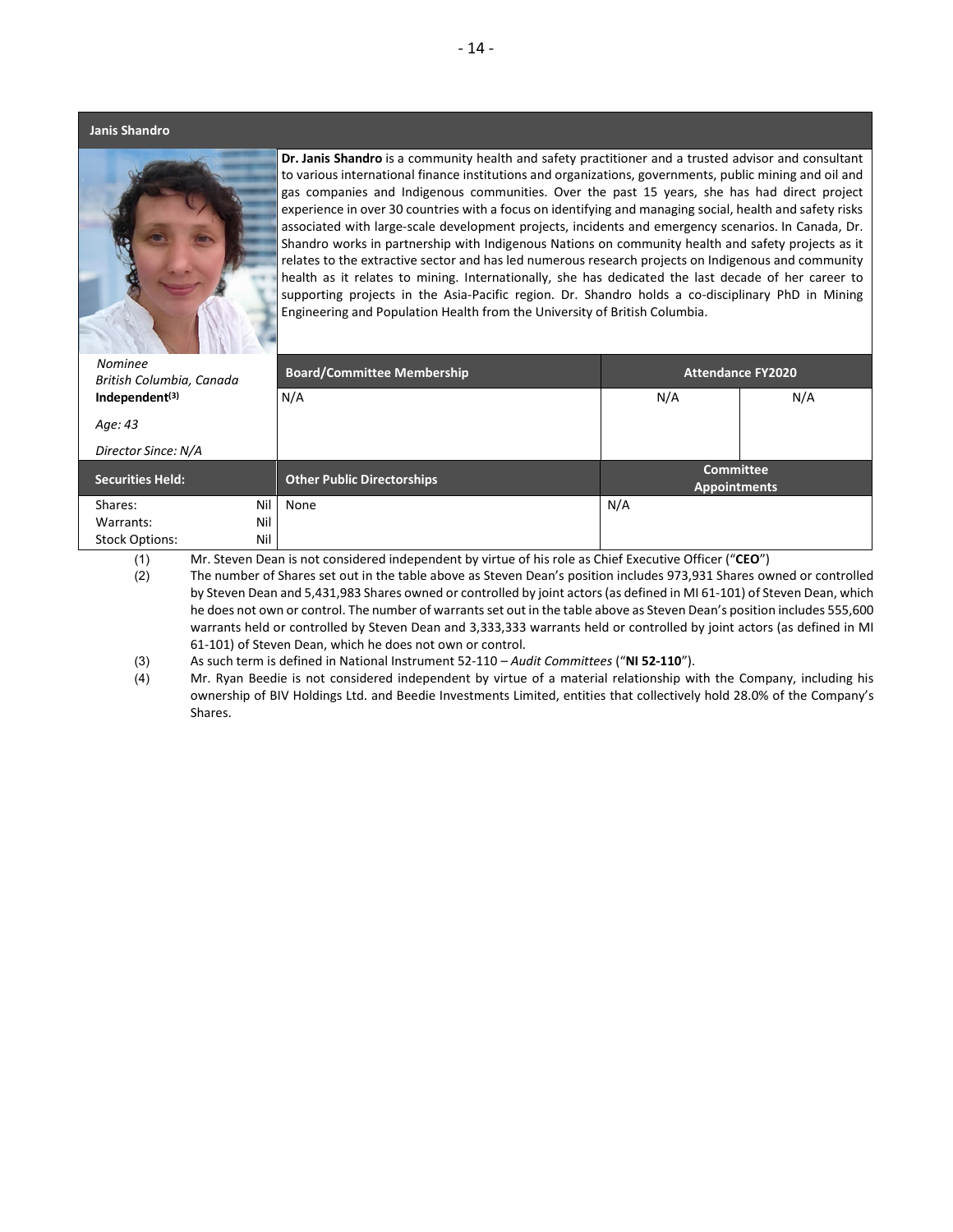## Janis Shandro

**Dr. Janis Shandro** is a community health and safety practitioner and a trusted advisor and consultant to various international finance institutions and organizations, governments, public mining and oil and gas companies and Indigenous communities. Over the past 15 years, she has had direct project experience in over 30 countries with a focus on identifying and managing social, health and safety risks associated with large-scale development projects, incidents and emergency scenarios. In Canada, Dr. Shandro works in partnership with Indigenous Nations on community health and safety projects as it relates to the extractive sector and has led numerous research projects on Indigenous and community health as it relates to mining. Internationally, she has dedicated the last decade of her career to supporting projects in the Asia-Pacific region. Dr. Shandro holds a co-disciplinary PhD in Mining Engineering and Population Health from the University of British Columbia.

| *Nominee*<br>*British Columbia, Canada*<br>**Independent[(3)]**<br>*Age: 43*<br>*Director Since: N/A* | **Board/Committee Membership** | **Attendance FY2020** | |
|---|---|---|---|
| | N/A | N/A | N/A |
| **Securities Held:** | **Other Public Directorships** | **Committee Appointments** | |
| Shares: Nil<br>Warrants: Nil<br>Stock Options: Nil | None | N/A | |

(1) Mr. Steven Dean is not considered independent by virtue of his role as Chief Executive Officer ("**CEO**")

(2) The number of Shares set out in the table above as Steven Dean's position includes 973,931 Shares owned or controlled by Steven Dean and 5,431,983 Shares owned or controlled by joint actors (as defined in MI 61-101) of Steven Dean, which he does not own or control. The number of warrants set out in the table above as Steven Dean's position includes 555,600 warrants held or controlled by Steven Dean and 3,333,333 warrants held or controlled by joint actors (as defined in MI 61-101) of Steven Dean, which he does not own or control.

(3) As such term is defined in National Instrument 52-110 – *Audit Committees* ("**NI 52-110**").

(4) Mr. Ryan Beedie is not considered independent by virtue of a material relationship with the Company, including his ownership of BIV Holdings Ltd. and Beedie Investments Limited, entities that collectively hold 28.0% of the Company's Shares.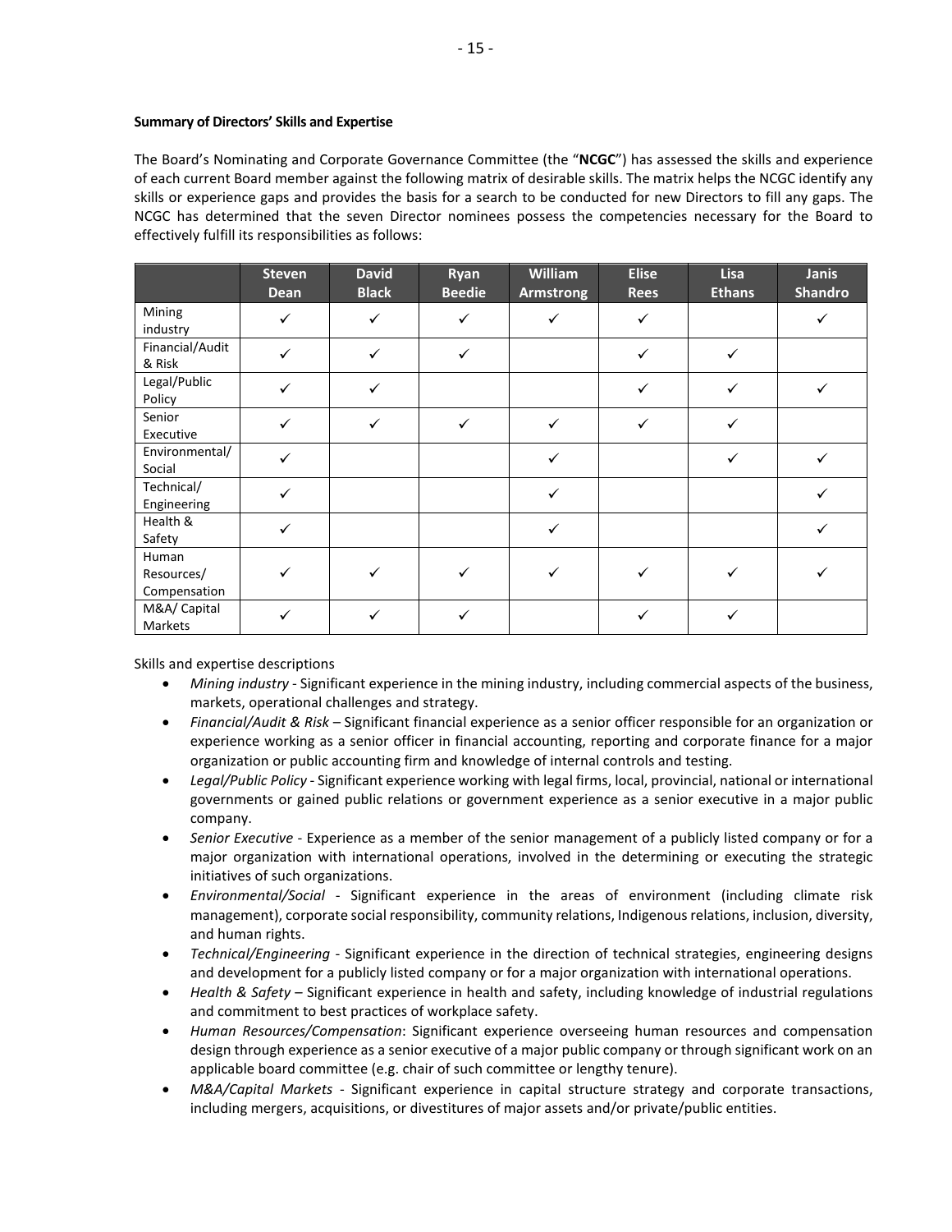**Summary of Directors' Skills and Expertise**

The Board's Nominating and Corporate Governance Committee (the "**NCGC**") has assessed the skills and experience of each current Board member against the following matrix of desirable skills. The matrix helps the NCGC identify any skills or experience gaps and provides the basis for a search to be conducted for new Directors to fill any gaps. The NCGC has determined that the seven Director nominees possess the competencies necessary for the Board to effectively fulfill its responsibilities as follows:

| | Steven Dean | David Black | Ryan Beedie | William Armstrong | Elise Rees | Lisa Ethans | Janis Shandro |
|---|---|---|---|---|---|---|---|
| Mining industry | ✓ | ✓ | ✓ | ✓ | ✓ | | ✓ |
| Financial/Audit & Risk | ✓ | ✓ | ✓ | | ✓ | ✓ | |
| Legal/Public Policy | ✓ | ✓ | | | ✓ | ✓ | ✓ |
| Senior Executive | ✓ | ✓ | ✓ | ✓ | ✓ | ✓ | |
| Environmental/ Social | ✓ | | | ✓ | | ✓ | ✓ |
| Technical/ Engineering | ✓ | | | ✓ | | | ✓ |
| Health & Safety | ✓ | | | ✓ | | | ✓ |
| Human Resources/ Compensation | ✓ | ✓ | ✓ | ✓ | ✓ | ✓ | ✓ |
| M&A/ Capital Markets | ✓ | ✓ | ✓ | | ✓ | ✓ | |

Skills and expertise descriptions

- *Mining industry* - Significant experience in the mining industry, including commercial aspects of the business, markets, operational challenges and strategy.
- *Financial/Audit & Risk* – Significant financial experience as a senior officer responsible for an organization or experience working as a senior officer in financial accounting, reporting and corporate finance for a major organization or public accounting firm and knowledge of internal controls and testing.
- *Legal/Public Policy* - Significant experience working with legal firms, local, provincial, national or international governments or gained public relations or government experience as a senior executive in a major public company.
- *Senior Executive* - Experience as a member of the senior management of a publicly listed company or for a major organization with international operations, involved in the determining or executing the strategic initiatives of such organizations.
- *Environmental/Social* - Significant experience in the areas of environment (including climate risk management), corporate social responsibility, community relations, Indigenous relations, inclusion, diversity, and human rights.
- *Technical/Engineering* - Significant experience in the direction of technical strategies, engineering designs and development for a publicly listed company or for a major organization with international operations.
- *Health & Safety* – Significant experience in health and safety, including knowledge of industrial regulations and commitment to best practices of workplace safety.
- *Human Resources/Compensation*: Significant experience overseeing human resources and compensation design through experience as a senior executive of a major public company or through significant work on an applicable board committee (e.g. chair of such committee or lengthy tenure).
- *M&A/Capital Markets* - Significant experience in capital structure strategy and corporate transactions, including mergers, acquisitions, or divestitures of major assets and/or private/public entities.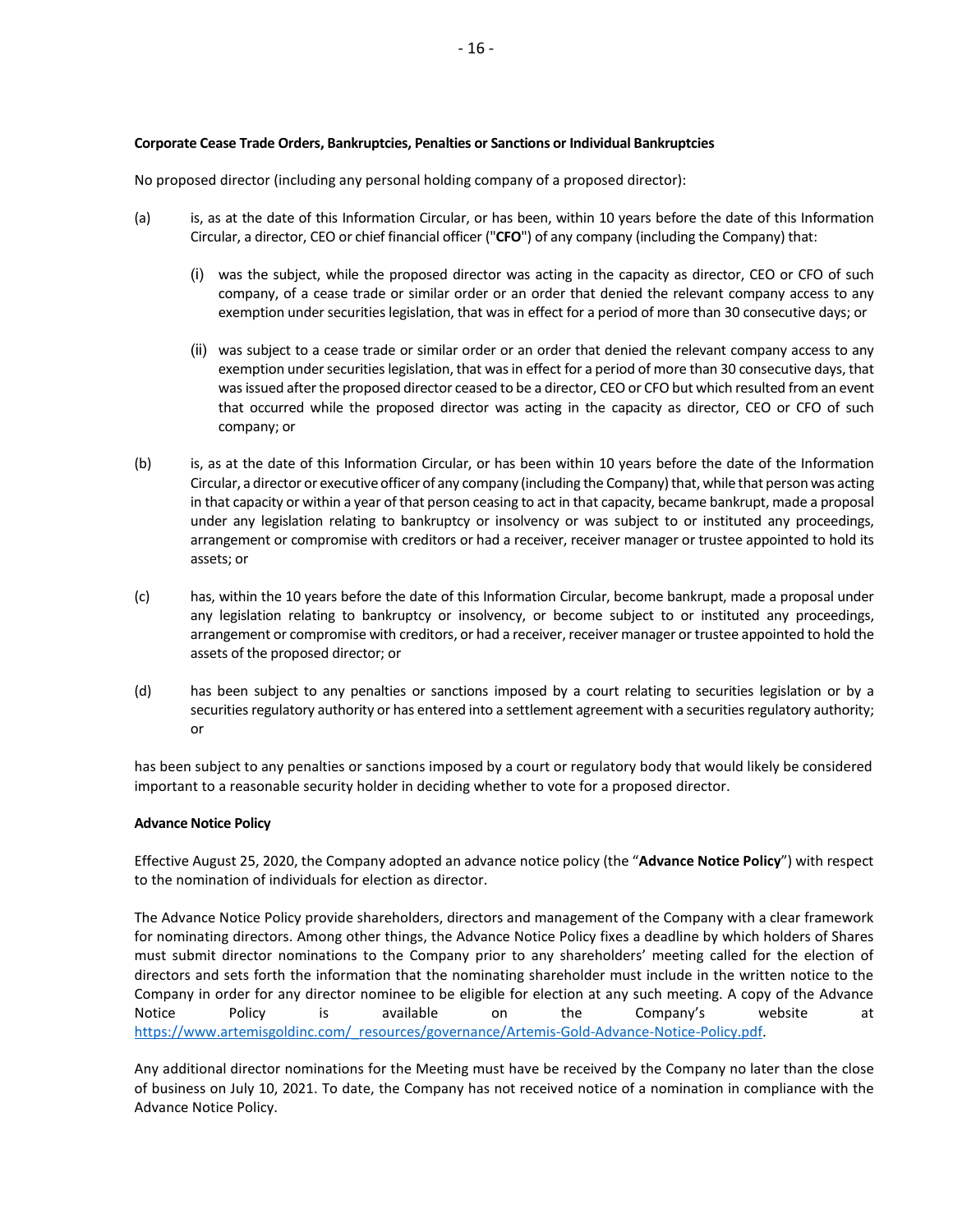**Corporate Cease Trade Orders, Bankruptcies, Penalties or Sanctions or Individual Bankruptcies**

No proposed director (including any personal holding company of a proposed director):

(a) is, as at the date of this Information Circular, or has been, within 10 years before the date of this Information Circular, a director, CEO or chief financial officer ("**CFO**") of any company (including the Company) that:

   (i) was the subject, while the proposed director was acting in the capacity as director, CEO or CFO of such company, of a cease trade or similar order or an order that denied the relevant company access to any exemption under securities legislation, that was in effect for a period of more than 30 consecutive days; or

   (ii) was subject to a cease trade or similar order or an order that denied the relevant company access to any exemption under securities legislation, that was in effect for a period of more than 30 consecutive days, that was issued after the proposed director ceased to be a director, CEO or CFO but which resulted from an event that occurred while the proposed director was acting in the capacity as director, CEO or CFO of such company; or

(b) is, as at the date of this Information Circular, or has been within 10 years before the date of the Information Circular, a director or executive officer of any company (including the Company) that, while that person was acting in that capacity or within a year of that person ceasing to act in that capacity, became bankrupt, made a proposal under any legislation relating to bankruptcy or insolvency or was subject to or instituted any proceedings, arrangement or compromise with creditors or had a receiver, receiver manager or trustee appointed to hold its assets; or

(c) has, within the 10 years before the date of this Information Circular, become bankrupt, made a proposal under any legislation relating to bankruptcy or insolvency, or become subject to or instituted any proceedings, arrangement or compromise with creditors, or had a receiver, receiver manager or trustee appointed to hold the assets of the proposed director; or

(d) has been subject to any penalties or sanctions imposed by a court relating to securities legislation or by a securities regulatory authority or has entered into a settlement agreement with a securities regulatory authority; or

has been subject to any penalties or sanctions imposed by a court or regulatory body that would likely be considered important to a reasonable security holder in deciding whether to vote for a proposed director.

**Advance Notice Policy**

Effective August 25, 2020, the Company adopted an advance notice policy (the "**Advance Notice Policy**") with respect to the nomination of individuals for election as director.

The Advance Notice Policy provide shareholders, directors and management of the Company with a clear framework for nominating directors. Among other things, the Advance Notice Policy fixes a deadline by which holders of Shares must submit director nominations to the Company prior to any shareholders' meeting called for the election of directors and sets forth the information that the nominating shareholder must include in the written notice to the Company in order for any director nominee to be eligible for election at any such meeting. A copy of the Advance Notice Policy is available on the Company's website at https://www.artemisgoldinc.com/_resources/governance/Artemis-Gold-Advance-Notice-Policy.pdf.

Any additional director nominations for the Meeting must have be received by the Company no later than the close of business on July 10, 2021. To date, the Company has not received notice of a nomination in compliance with the Advance Notice Policy.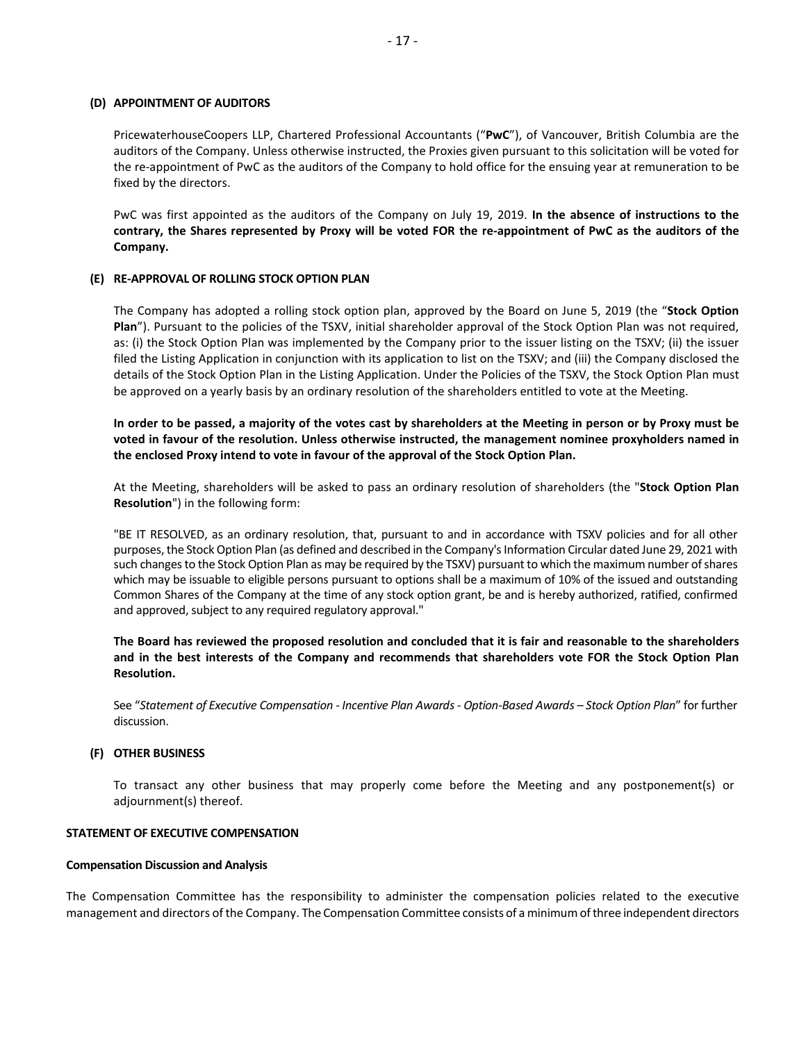### (D) APPOINTMENT OF AUDITORS

PricewaterhouseCoopers LLP, Chartered Professional Accountants ("**PwC**"), of Vancouver, British Columbia are the auditors of the Company. Unless otherwise instructed, the Proxies given pursuant to this solicitation will be voted for the re-appointment of PwC as the auditors of the Company to hold office for the ensuing year at remuneration to be fixed by the directors.

PwC was first appointed as the auditors of the Company on July 19, 2019. **In the absence of instructions to the contrary, the Shares represented by Proxy will be voted FOR the re-appointment of PwC as the auditors of the Company.**

### (E) RE-APPROVAL OF ROLLING STOCK OPTION PLAN

The Company has adopted a rolling stock option plan, approved by the Board on June 5, 2019 (the "**Stock Option Plan**"). Pursuant to the policies of the TSXV, initial shareholder approval of the Stock Option Plan was not required, as: (i) the Stock Option Plan was implemented by the Company prior to the issuer listing on the TSXV; (ii) the issuer filed the Listing Application in conjunction with its application to list on the TSXV; and (iii) the Company disclosed the details of the Stock Option Plan in the Listing Application. Under the Policies of the TSXV, the Stock Option Plan must be approved on a yearly basis by an ordinary resolution of the shareholders entitled to vote at the Meeting.

**In order to be passed, a majority of the votes cast by shareholders at the Meeting in person or by Proxy must be voted in favour of the resolution. Unless otherwise instructed, the management nominee proxyholders named in the enclosed Proxy intend to vote in favour of the approval of the Stock Option Plan.**

At the Meeting, shareholders will be asked to pass an ordinary resolution of shareholders (the "**Stock Option Plan Resolution**") in the following form:

"BE IT RESOLVED, as an ordinary resolution, that, pursuant to and in accordance with TSXV policies and for all other purposes, the Stock Option Plan (as defined and described in the Company's Information Circular dated June 29, 2021 with such changes to the Stock Option Plan as may be required by the TSXV) pursuant to which the maximum number of shares which may be issuable to eligible persons pursuant to options shall be a maximum of 10% of the issued and outstanding Common Shares of the Company at the time of any stock option grant, be and is hereby authorized, ratified, confirmed and approved, subject to any required regulatory approval."

**The Board has reviewed the proposed resolution and concluded that it is fair and reasonable to the shareholders and in the best interests of the Company and recommends that shareholders vote FOR the Stock Option Plan Resolution.**

See "*Statement of Executive Compensation - Incentive Plan Awards - Option-Based Awards – Stock Option Plan*" for further discussion.

### (F) OTHER BUSINESS

To transact any other business that may properly come before the Meeting and any postponement(s) or adjournment(s) thereof.

## STATEMENT OF EXECUTIVE COMPENSATION

### Compensation Discussion and Analysis

The Compensation Committee has the responsibility to administer the compensation policies related to the executive management and directors of the Company. The Compensation Committee consists of a minimum of three independent directors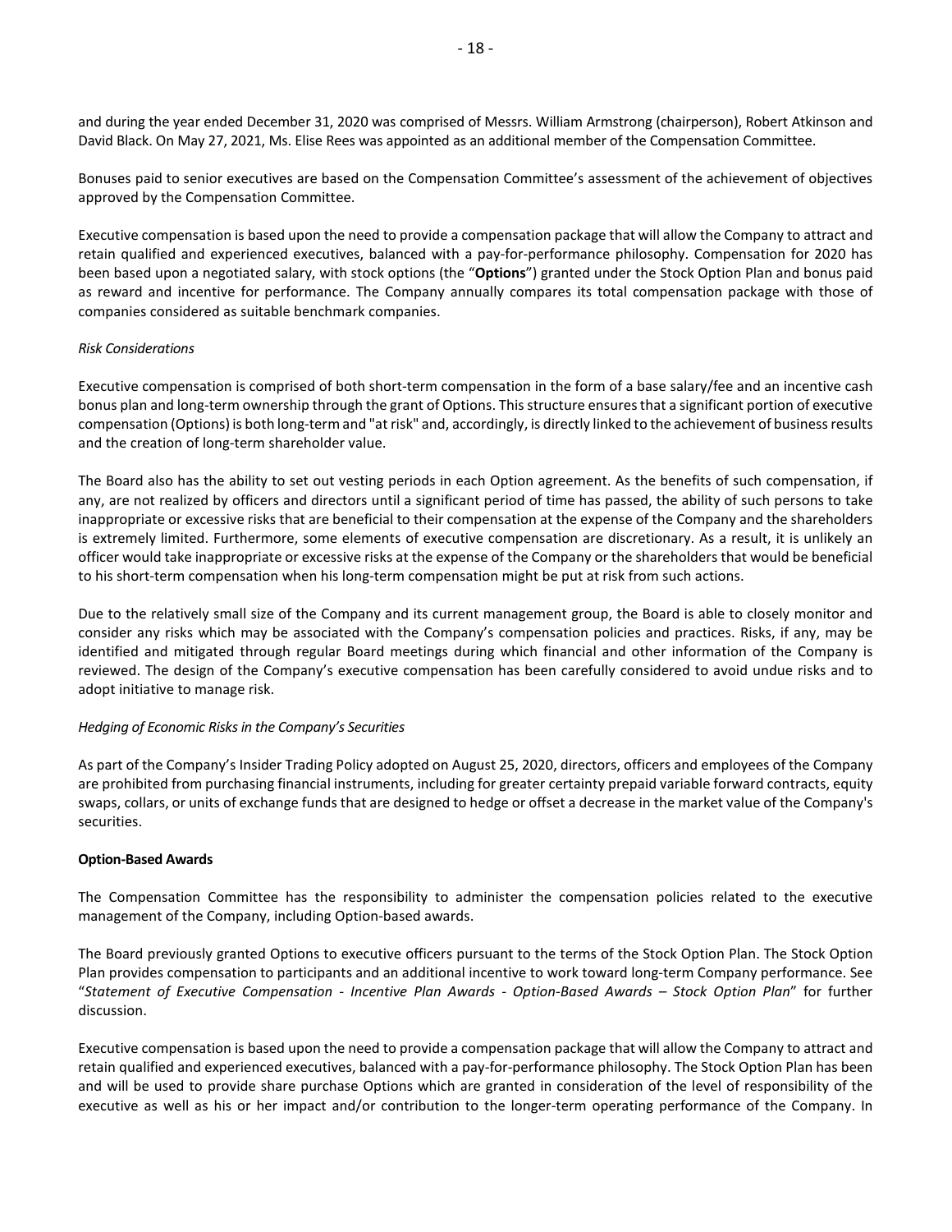and during the year ended December 31, 2020 was comprised of Messrs. William Armstrong (chairperson), Robert Atkinson and David Black. On May 27, 2021, Ms. Elise Rees was appointed as an additional member of the Compensation Committee.

Bonuses paid to senior executives are based on the Compensation Committee's assessment of the achievement of objectives approved by the Compensation Committee.

Executive compensation is based upon the need to provide a compensation package that will allow the Company to attract and retain qualified and experienced executives, balanced with a pay-for-performance philosophy. Compensation for 2020 has been based upon a negotiated salary, with stock options (the "**Options**") granted under the Stock Option Plan and bonus paid as reward and incentive for performance. The Company annually compares its total compensation package with those of companies considered as suitable benchmark companies.

*Risk Considerations*

Executive compensation is comprised of both short-term compensation in the form of a base salary/fee and an incentive cash bonus plan and long-term ownership through the grant of Options. This structure ensures that a significant portion of executive compensation (Options) is both long-term and "at risk" and, accordingly, is directly linked to the achievement of business results and the creation of long-term shareholder value.

The Board also has the ability to set out vesting periods in each Option agreement. As the benefits of such compensation, if any, are not realized by officers and directors until a significant period of time has passed, the ability of such persons to take inappropriate or excessive risks that are beneficial to their compensation at the expense of the Company and the shareholders is extremely limited. Furthermore, some elements of executive compensation are discretionary. As a result, it is unlikely an officer would take inappropriate or excessive risks at the expense of the Company or the shareholders that would be beneficial to his short-term compensation when his long-term compensation might be put at risk from such actions.

Due to the relatively small size of the Company and its current management group, the Board is able to closely monitor and consider any risks which may be associated with the Company's compensation policies and practices. Risks, if any, may be identified and mitigated through regular Board meetings during which financial and other information of the Company is reviewed. The design of the Company's executive compensation has been carefully considered to avoid undue risks and to adopt initiative to manage risk.

*Hedging of Economic Risks in the Company's Securities*

As part of the Company's Insider Trading Policy adopted on August 25, 2020, directors, officers and employees of the Company are prohibited from purchasing financial instruments, including for greater certainty prepaid variable forward contracts, equity swaps, collars, or units of exchange funds that are designed to hedge or offset a decrease in the market value of the Company's securities.

**Option-Based Awards**

The Compensation Committee has the responsibility to administer the compensation policies related to the executive management of the Company, including Option-based awards.

The Board previously granted Options to executive officers pursuant to the terms of the Stock Option Plan. The Stock Option Plan provides compensation to participants and an additional incentive to work toward long-term Company performance. See "*Statement of Executive Compensation - Incentive Plan Awards - Option-Based Awards – Stock Option Plan*" for further discussion.

Executive compensation is based upon the need to provide a compensation package that will allow the Company to attract and retain qualified and experienced executives, balanced with a pay-for-performance philosophy. The Stock Option Plan has been and will be used to provide share purchase Options which are granted in consideration of the level of responsibility of the executive as well as his or her impact and/or contribution to the longer-term operating performance of the Company. In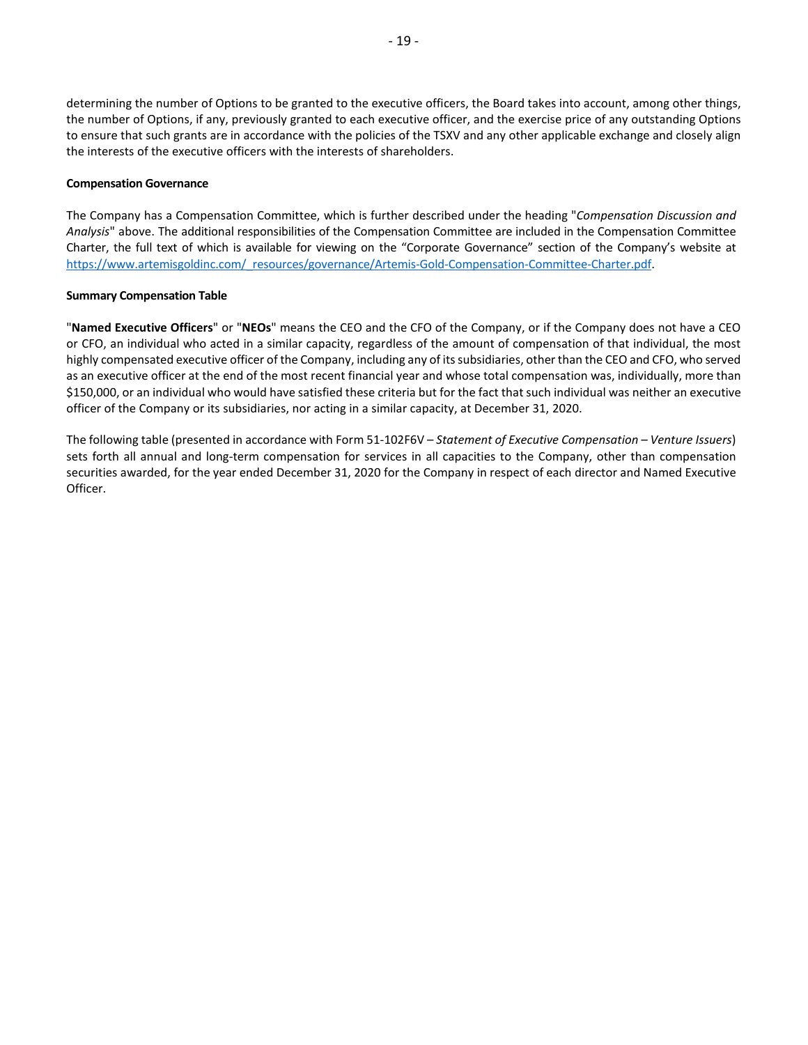determining the number of Options to be granted to the executive officers, the Board takes into account, among other things, the number of Options, if any, previously granted to each executive officer, and the exercise price of any outstanding Options to ensure that such grants are in accordance with the policies of the TSXV and any other applicable exchange and closely align the interests of the executive officers with the interests of shareholders.

**Compensation Governance**

The Company has a Compensation Committee, which is further described under the heading "*Compensation Discussion and Analysis*" above. The additional responsibilities of the Compensation Committee are included in the Compensation Committee Charter, the full text of which is available for viewing on the "Corporate Governance" section of the Company's website at https://www.artemisgoldinc.com/_resources/governance/Artemis-Gold-Compensation-Committee-Charter.pdf.

**Summary Compensation Table**

"**Named Executive Officers**" or "**NEOs**" means the CEO and the CFO of the Company, or if the Company does not have a CEO or CFO, an individual who acted in a similar capacity, regardless of the amount of compensation of that individual, the most highly compensated executive officer of the Company, including any of its subsidiaries, other than the CEO and CFO, who served as an executive officer at the end of the most recent financial year and whose total compensation was, individually, more than $150,000, or an individual who would have satisfied these criteria but for the fact that such individual was neither an executive officer of the Company or its subsidiaries, nor acting in a similar capacity, at December 31, 2020.

The following table (presented in accordance with Form 51-102F6V – *Statement of Executive Compensation – Venture Issuers*) sets forth all annual and long-term compensation for services in all capacities to the Company, other than compensation securities awarded, for the year ended December 31, 2020 for the Company in respect of each director and Named Executive Officer.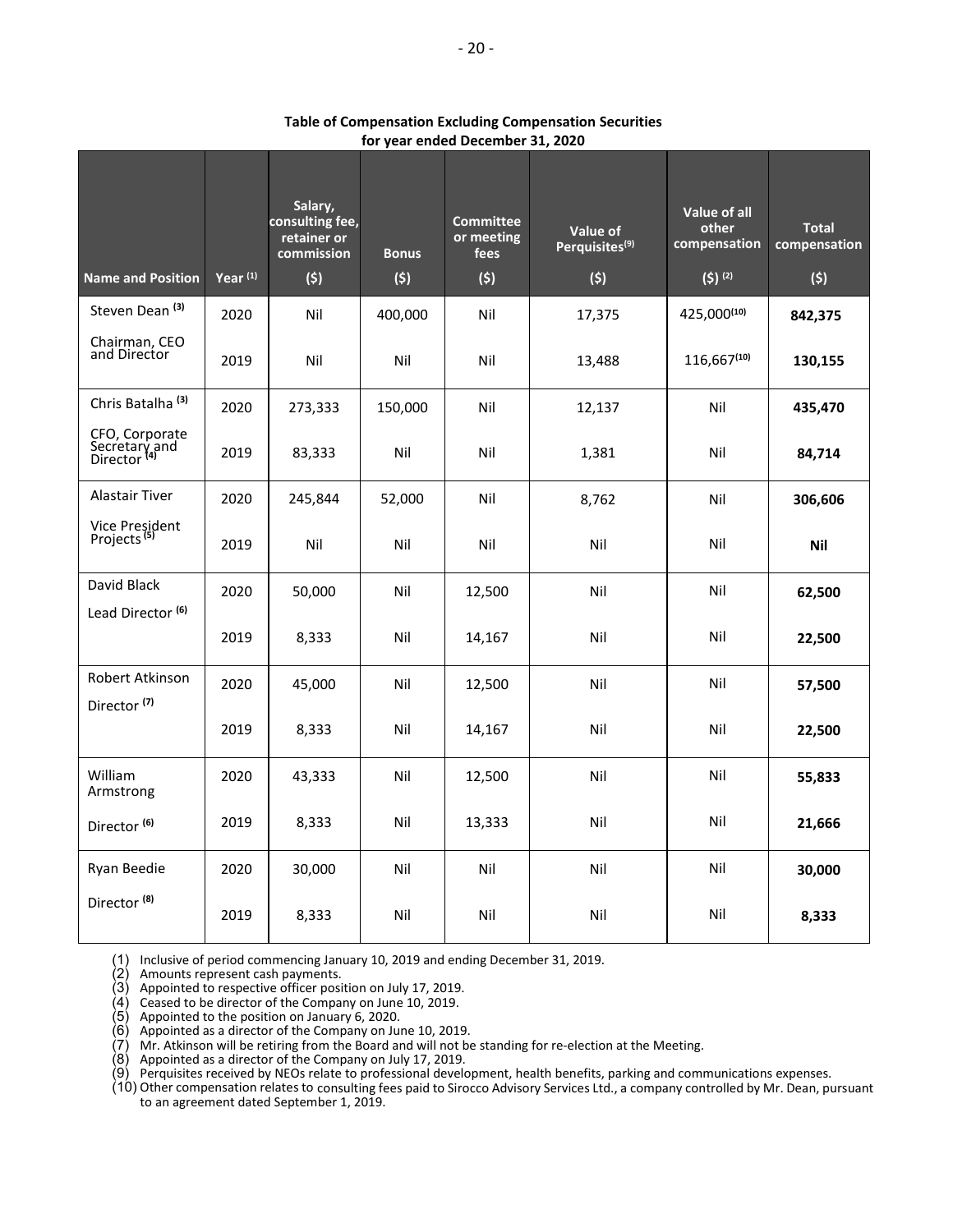**Table of Compensation Excluding Compensation Securities for year ended December 31, 2020**

| Name and Position | Year [(1)] | Salary, consulting fee, retainer or commission ($) | Bonus ($) | Committee or meeting fees ($) | Value of Perquisites[(9)] ($) | Value of all other compensation ($) [(2)] | Total compensation ($) |
|---|---|---|---|---|---|---|---|
| Steven Dean [(3)] | 2020 | Nil | 400,000 | Nil | 17,375 | 425,000[(10)] | **842,375** |
| Chairman, CEO and Director | 2019 | Nil | Nil | Nil | 13,488 | 116,667[(10)] | **130,155** |
| Chris Batalha [(3)] | 2020 | 273,333 | 150,000 | Nil | 12,137 | Nil | **435,470** |
| CFO, Corporate Secretary and Director [(4)] | 2019 | 83,333 | Nil | Nil | 1,381 | Nil | **84,714** |
| Alastair Tiver | 2020 | 245,844 | 52,000 | Nil | 8,762 | Nil | **306,606** |
| Vice President Projects [(5)] | 2019 | Nil | Nil | Nil | Nil | Nil | **Nil** |
| David Black Lead Director [(6)] | 2020 | 50,000 | Nil | 12,500 | Nil | Nil | **62,500** |
| | 2019 | 8,333 | Nil | 14,167 | Nil | Nil | **22,500** |
| Robert Atkinson Director [(7)] | 2020 | 45,000 | Nil | 12,500 | Nil | Nil | **57,500** |
| | 2019 | 8,333 | Nil | 14,167 | Nil | Nil | **22,500** |
| William Armstrong | 2020 | 43,333 | Nil | 12,500 | Nil | Nil | **55,833** |
| Director [(6)] | 2019 | 8,333 | Nil | 13,333 | Nil | Nil | **21,666** |
| Ryan Beedie | 2020 | 30,000 | Nil | Nil | Nil | Nil | **30,000** |
| Director [(8)] | 2019 | 8,333 | Nil | Nil | Nil | Nil | **8,333** |

(1) Inclusive of period commencing January 10, 2019 and ending December 31, 2019.
(2) Amounts represent cash payments.
(3) Appointed to respective officer position on July 17, 2019.
(4) Ceased to be director of the Company on June 10, 2019.
(5) Appointed to the position on January 6, 2020.
(6) Appointed as a director of the Company on June 10, 2019.
(7) Mr. Atkinson will be retiring from the Board and will not be standing for re-election at the Meeting.
(8) Appointed as a director of the Company on July 17, 2019.
(9) Perquisites received by NEOs relate to professional development, health benefits, parking and communications expenses.
(10) Other compensation relates to consulting fees paid to Sirocco Advisory Services Ltd., a company controlled by Mr. Dean, pursuant to an agreement dated September 1, 2019.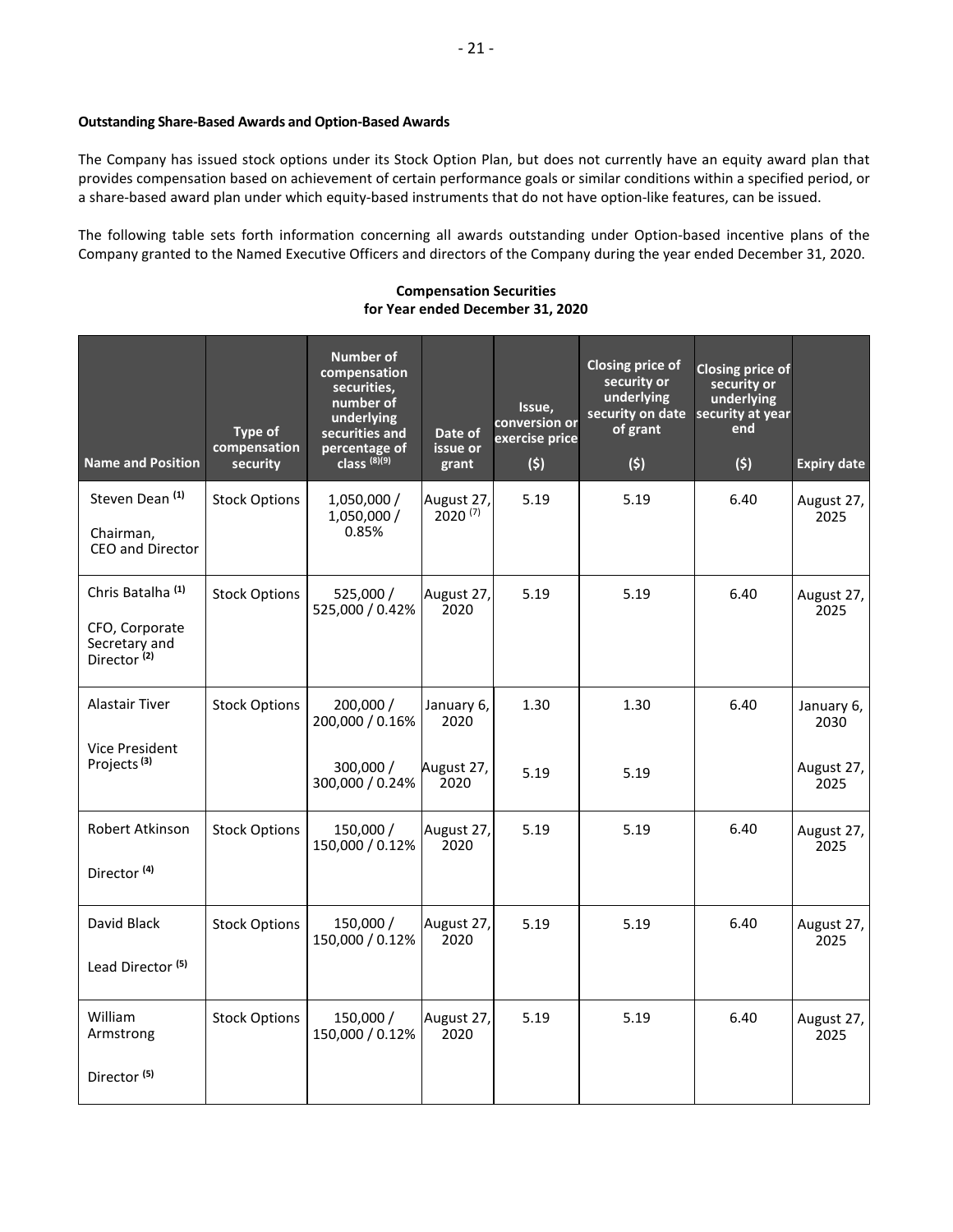**Outstanding Share-Based Awards and Option-Based Awards**

The Company has issued stock options under its Stock Option Plan, but does not currently have an equity award plan that provides compensation based on achievement of certain performance goals or similar conditions within a specified period, or a share-based award plan under which equity-based instruments that do not have option-like features, can be issued.

The following table sets forth information concerning all awards outstanding under Option-based incentive plans of the Company granted to the Named Executive Officers and directors of the Company during the year ended December 31, 2020.

**Compensation Securities for Year ended December 31, 2020**

| Name and Position | Type of compensation security | Number of compensation securities, number of underlying securities and percentage of class [(8)(9)] | Date of issue or grant | Issue, conversion or exercise price ($) | Closing price of security or underlying security on date of grant ($) | Closing price of security or underlying security at year end ($) | Expiry date |
|---|---|---|---|---|---|---|---|
| Steven Dean [(1)] Chairman, CEO and Director | Stock Options | 1,050,000 / 1,050,000 / 0.85% | August 27, 2020 [(7)] | 5.19 | 5.19 | 6.40 | August 27, 2025 |
| Chris Batalha [(1)] CFO, Corporate Secretary and Director [(2)] | Stock Options | 525,000 / 525,000 / 0.42% | August 27, 2020 | 5.19 | 5.19 | 6.40 | August 27, 2025 |
| Alastair Tiver Vice President Projects [(3)] | Stock Options | 200,000 / 200,000 / 0.16% | January 6, 2020 | 1.30 | 1.30 | 6.40 | January 6, 2030 |
| | | 300,000 / 300,000 / 0.24% | August 27, 2020 | 5.19 | 5.19 | | August 27, 2025 |
| Robert Atkinson Director [(4)] | Stock Options | 150,000 / 150,000 / 0.12% | August 27, 2020 | 5.19 | 5.19 | 6.40 | August 27, 2025 |
| David Black Lead Director [(5)] | Stock Options | 150,000 / 150,000 / 0.12% | August 27, 2020 | 5.19 | 5.19 | 6.40 | August 27, 2025 |
| William Armstrong Director [(5)] | Stock Options | 150,000 / 150,000 / 0.12% | August 27, 2020 | 5.19 | 5.19 | 6.40 | August 27, 2025 |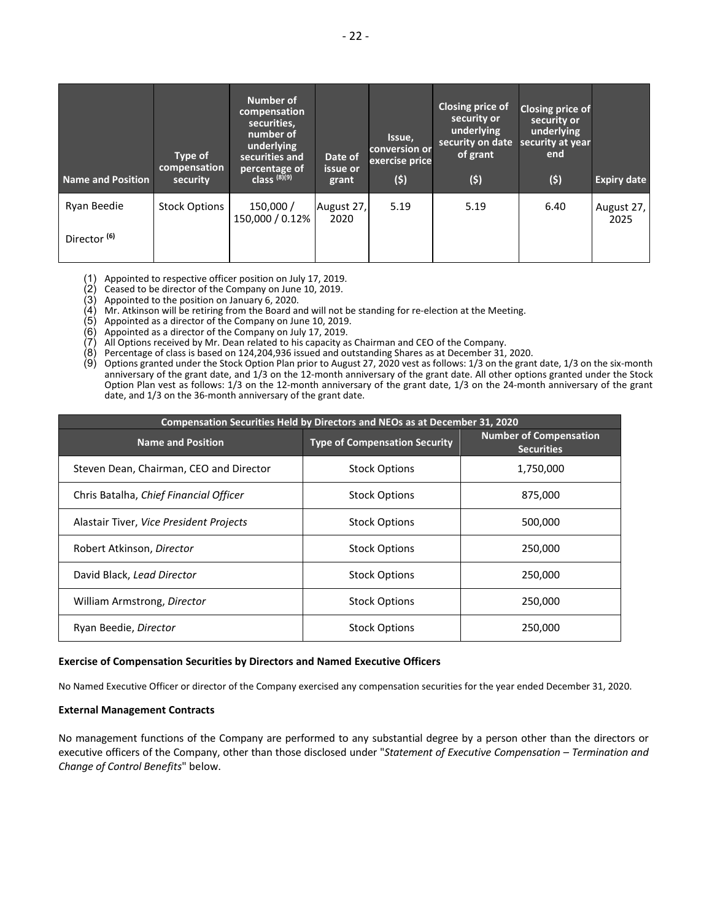| Name and Position | Type of compensation security | Number of compensation securities, number of underlying securities and percentage of class (8)(9) | Date of issue or grant | Issue, conversion or exercise price ($) | Closing price of security or underlying security on date of grant ($) | Closing price of security or underlying security at year end ($) | Expiry date |
|---|---|---|---|---|---|---|---|
| Ryan Beedie<br><br>Director (6) | Stock Options | 150,000 / 150,000 / 0.12% | August 27, 2020 | 5.19 | 5.19 | 6.40 | August 27, 2025 |

(1) Appointed to respective officer position on July 17, 2019.
(2) Ceased to be director of the Company on June 10, 2019.
(3) Appointed to the position on January 6, 2020.
(4) Mr. Atkinson will be retiring from the Board and will not be standing for re-election at the Meeting.
(5) Appointed as a director of the Company on June 10, 2019.
(6) Appointed as a director of the Company on July 17, 2019.
(7) All Options received by Mr. Dean related to his capacity as Chairman and CEO of the Company.
(8) Percentage of class is based on 124,204,936 issued and outstanding Shares as at December 31, 2020.
(9) Options granted under the Stock Option Plan prior to August 27, 2020 vest as follows: 1/3 on the grant date, 1/3 on the six-month anniversary of the grant date, and 1/3 on the 12-month anniversary of the grant date. All other options granted under the Stock Option Plan vest as follows: 1/3 on the 12-month anniversary of the grant date, 1/3 on the 24-month anniversary of the grant date, and 1/3 on the 36-month anniversary of the grant date.

| Compensation Securities Held by Directors and NEOs as at December 31, 2020 | | |
|---|---|---|
| **Name and Position** | **Type of Compensation Security** | **Number of Compensation Securities** |
| Steven Dean, Chairman, CEO and Director | Stock Options | 1,750,000 |
| Chris Batalha, *Chief Financial Officer* | Stock Options | 875,000 |
| Alastair Tiver, *Vice President Projects* | Stock Options | 500,000 |
| Robert Atkinson, *Director* | Stock Options | 250,000 |
| David Black, *Lead Director* | Stock Options | 250,000 |
| William Armstrong, *Director* | Stock Options | 250,000 |
| Ryan Beedie, *Director* | Stock Options | 250,000 |

**Exercise of Compensation Securities by Directors and Named Executive Officers**

No Named Executive Officer or director of the Company exercised any compensation securities for the year ended December 31, 2020.

**External Management Contracts**

No management functions of the Company are performed to any substantial degree by a person other than the directors or executive officers of the Company, other than those disclosed under "*Statement of Executive Compensation – Termination and Change of Control Benefits*" below.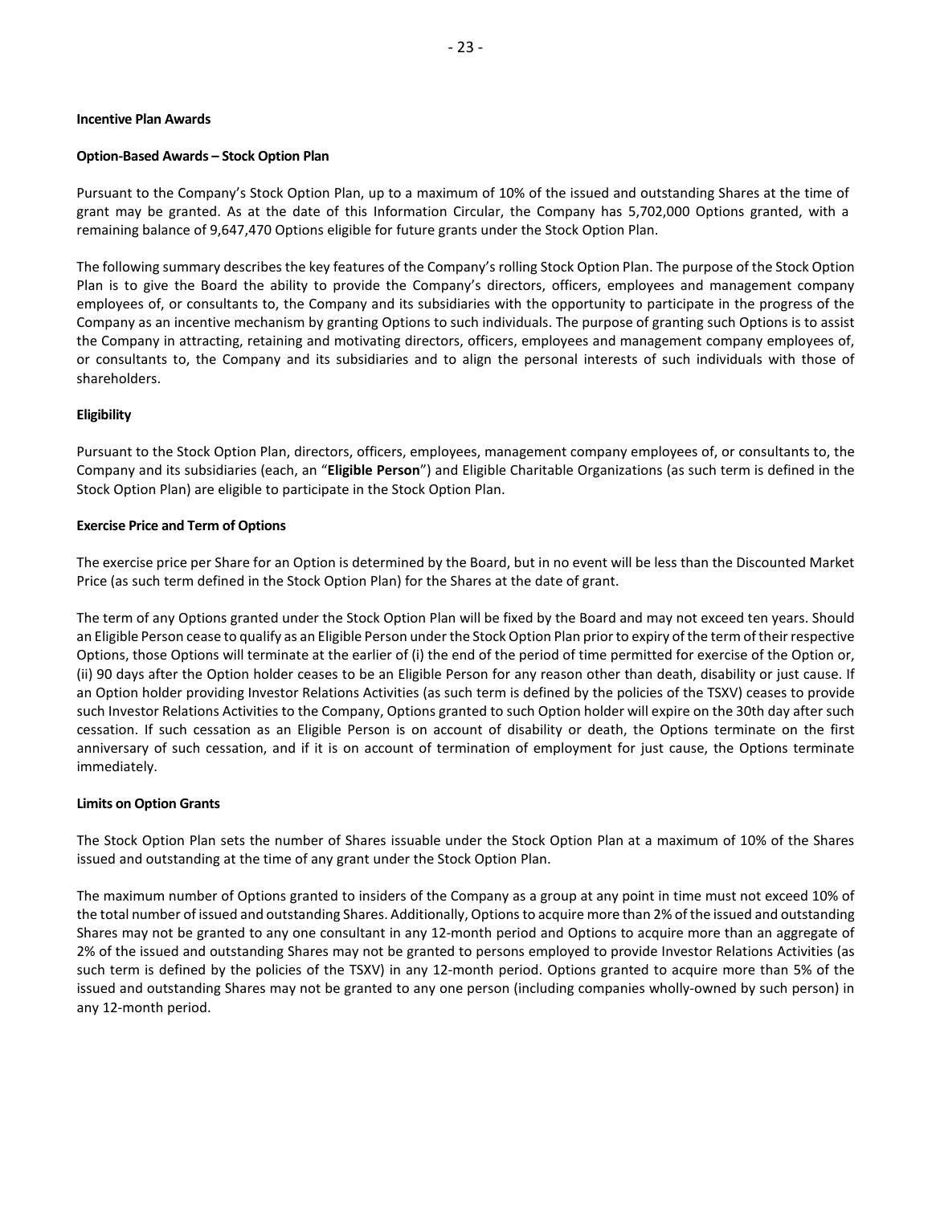**Incentive Plan Awards**

**Option-Based Awards – Stock Option Plan**

Pursuant to the Company's Stock Option Plan, up to a maximum of 10% of the issued and outstanding Shares at the time of grant may be granted. As at the date of this Information Circular, the Company has 5,702,000 Options granted, with a remaining balance of 9,647,470 Options eligible for future grants under the Stock Option Plan.

The following summary describes the key features of the Company's rolling Stock Option Plan. The purpose of the Stock Option Plan is to give the Board the ability to provide the Company's directors, officers, employees and management company employees of, or consultants to, the Company and its subsidiaries with the opportunity to participate in the progress of the Company as an incentive mechanism by granting Options to such individuals. The purpose of granting such Options is to assist the Company in attracting, retaining and motivating directors, officers, employees and management company employees of, or consultants to, the Company and its subsidiaries and to align the personal interests of such individuals with those of shareholders.

**Eligibility**

Pursuant to the Stock Option Plan, directors, officers, employees, management company employees of, or consultants to, the Company and its subsidiaries (each, an "**Eligible Person**") and Eligible Charitable Organizations (as such term is defined in the Stock Option Plan) are eligible to participate in the Stock Option Plan.

**Exercise Price and Term of Options**

The exercise price per Share for an Option is determined by the Board, but in no event will be less than the Discounted Market Price (as such term defined in the Stock Option Plan) for the Shares at the date of grant.

The term of any Options granted under the Stock Option Plan will be fixed by the Board and may not exceed ten years. Should an Eligible Person cease to qualify as an Eligible Person under the Stock Option Plan prior to expiry of the term of their respective Options, those Options will terminate at the earlier of (i) the end of the period of time permitted for exercise of the Option or, (ii) 90 days after the Option holder ceases to be an Eligible Person for any reason other than death, disability or just cause. If an Option holder providing Investor Relations Activities (as such term is defined by the policies of the TSXV) ceases to provide such Investor Relations Activities to the Company, Options granted to such Option holder will expire on the 30th day after such cessation. If such cessation as an Eligible Person is on account of disability or death, the Options terminate on the first anniversary of such cessation, and if it is on account of termination of employment for just cause, the Options terminate immediately.

**Limits on Option Grants**

The Stock Option Plan sets the number of Shares issuable under the Stock Option Plan at a maximum of 10% of the Shares issued and outstanding at the time of any grant under the Stock Option Plan.

The maximum number of Options granted to insiders of the Company as a group at any point in time must not exceed 10% of the total number of issued and outstanding Shares. Additionally, Options to acquire more than 2% of the issued and outstanding Shares may not be granted to any one consultant in any 12-month period and Options to acquire more than an aggregate of 2% of the issued and outstanding Shares may not be granted to persons employed to provide Investor Relations Activities (as such term is defined by the policies of the TSXV) in any 12-month period. Options granted to acquire more than 5% of the issued and outstanding Shares may not be granted to any one person (including companies wholly-owned by such person) in any 12-month period.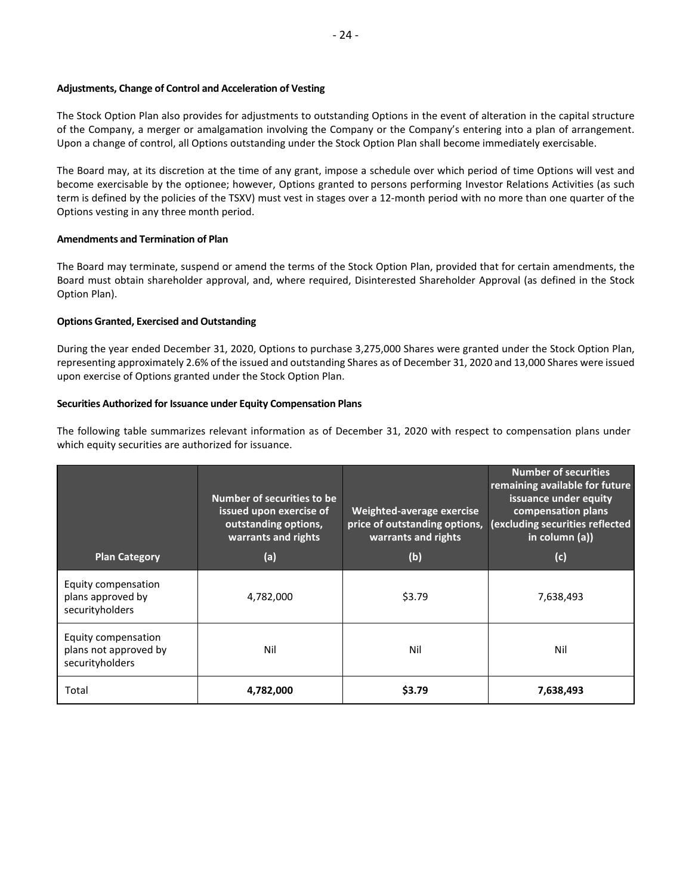**Adjustments, Change of Control and Acceleration of Vesting**

The Stock Option Plan also provides for adjustments to outstanding Options in the event of alteration in the capital structure of the Company, a merger or amalgamation involving the Company or the Company's entering into a plan of arrangement. Upon a change of control, all Options outstanding under the Stock Option Plan shall become immediately exercisable.

The Board may, at its discretion at the time of any grant, impose a schedule over which period of time Options will vest and become exercisable by the optionee; however, Options granted to persons performing Investor Relations Activities (as such term is defined by the policies of the TSXV) must vest in stages over a 12-month period with no more than one quarter of the Options vesting in any three month period.

**Amendments and Termination of Plan**

The Board may terminate, suspend or amend the terms of the Stock Option Plan, provided that for certain amendments, the Board must obtain shareholder approval, and, where required, Disinterested Shareholder Approval (as defined in the Stock Option Plan).

**Options Granted, Exercised and Outstanding**

During the year ended December 31, 2020, Options to purchase 3,275,000 Shares were granted under the Stock Option Plan, representing approximately 2.6% of the issued and outstanding Shares as of December 31, 2020 and 13,000 Shares were issued upon exercise of Options granted under the Stock Option Plan.

**Securities Authorized for Issuance under Equity Compensation Plans**

The following table summarizes relevant information as of December 31, 2020 with respect to compensation plans under which equity securities are authorized for issuance.

| Plan Category | Number of securities to be issued upon exercise of outstanding options, warrants and rights (a) | Weighted-average exercise price of outstanding options, warrants and rights (b) | Number of securities remaining available for future issuance under equity compensation plans (excluding securities reflected in column (a)) (c) |
|---|---|---|---|
| Equity compensation plans approved by securityholders | 4,782,000 | $3.79 | 7,638,493 |
| Equity compensation plans not approved by securityholders | Nil | Nil | Nil |
| Total | **4,782,000** | **$3.79** | **7,638,493** |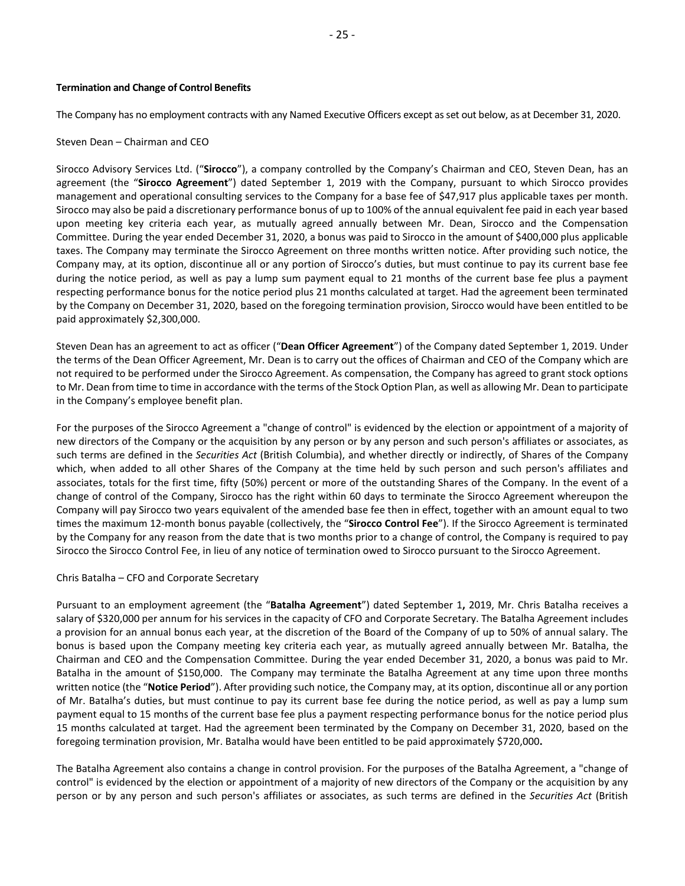**Termination and Change of Control Benefits**

The Company has no employment contracts with any Named Executive Officers except as set out below, as at December 31, 2020.

Steven Dean – Chairman and CEO

Sirocco Advisory Services Ltd. ("**Sirocco**"), a company controlled by the Company's Chairman and CEO, Steven Dean, has an agreement (the "**Sirocco Agreement**") dated September 1, 2019 with the Company, pursuant to which Sirocco provides management and operational consulting services to the Company for a base fee of $47,917 plus applicable taxes per month. Sirocco may also be paid a discretionary performance bonus of up to 100% of the annual equivalent fee paid in each year based upon meeting key criteria each year, as mutually agreed annually between Mr. Dean, Sirocco and the Compensation Committee. During the year ended December 31, 2020, a bonus was paid to Sirocco in the amount of $400,000 plus applicable taxes. The Company may terminate the Sirocco Agreement on three months written notice. After providing such notice, the Company may, at its option, discontinue all or any portion of Sirocco's duties, but must continue to pay its current base fee during the notice period, as well as pay a lump sum payment equal to 21 months of the current base fee plus a payment respecting performance bonus for the notice period plus 21 months calculated at target. Had the agreement been terminated by the Company on December 31, 2020, based on the foregoing termination provision, Sirocco would have been entitled to be paid approximately $2,300,000.

Steven Dean has an agreement to act as officer ("**Dean Officer Agreement**") of the Company dated September 1, 2019. Under the terms of the Dean Officer Agreement, Mr. Dean is to carry out the offices of Chairman and CEO of the Company which are not required to be performed under the Sirocco Agreement. As compensation, the Company has agreed to grant stock options to Mr. Dean from time to time in accordance with the terms of the Stock Option Plan, as well as allowing Mr. Dean to participate in the Company's employee benefit plan.

For the purposes of the Sirocco Agreement a "change of control" is evidenced by the election or appointment of a majority of new directors of the Company or the acquisition by any person or by any person and such person's affiliates or associates, as such terms are defined in the *Securities Act* (British Columbia), and whether directly or indirectly, of Shares of the Company which, when added to all other Shares of the Company at the time held by such person and such person's affiliates and associates, totals for the first time, fifty (50%) percent or more of the outstanding Shares of the Company. In the event of a change of control of the Company, Sirocco has the right within 60 days to terminate the Sirocco Agreement whereupon the Company will pay Sirocco two years equivalent of the amended base fee then in effect, together with an amount equal to two times the maximum 12-month bonus payable (collectively, the "**Sirocco Control Fee**"). If the Sirocco Agreement is terminated by the Company for any reason from the date that is two months prior to a change of control, the Company is required to pay Sirocco the Sirocco Control Fee, in lieu of any notice of termination owed to Sirocco pursuant to the Sirocco Agreement.

Chris Batalha – CFO and Corporate Secretary

Pursuant to an employment agreement (the "**Batalha Agreement**") dated September 1**,** 2019, Mr. Chris Batalha receives a salary of $320,000 per annum for his services in the capacity of CFO and Corporate Secretary. The Batalha Agreement includes a provision for an annual bonus each year, at the discretion of the Board of the Company of up to 50% of annual salary. The bonus is based upon the Company meeting key criteria each year, as mutually agreed annually between Mr. Batalha, the Chairman and CEO and the Compensation Committee. During the year ended December 31, 2020, a bonus was paid to Mr. Batalha in the amount of $150,000. The Company may terminate the Batalha Agreement at any time upon three months written notice (the "**Notice Period**"). After providing such notice, the Company may, at its option, discontinue all or any portion of Mr. Batalha's duties, but must continue to pay its current base fee during the notice period, as well as pay a lump sum payment equal to 15 months of the current base fee plus a payment respecting performance bonus for the notice period plus 15 months calculated at target. Had the agreement been terminated by the Company on December 31, 2020, based on the foregoing termination provision, Mr. Batalha would have been entitled to be paid approximately $720,000**.**

The Batalha Agreement also contains a change in control provision. For the purposes of the Batalha Agreement, a "change of control" is evidenced by the election or appointment of a majority of new directors of the Company or the acquisition by any person or by any person and such person's affiliates or associates, as such terms are defined in the *Securities Act* (British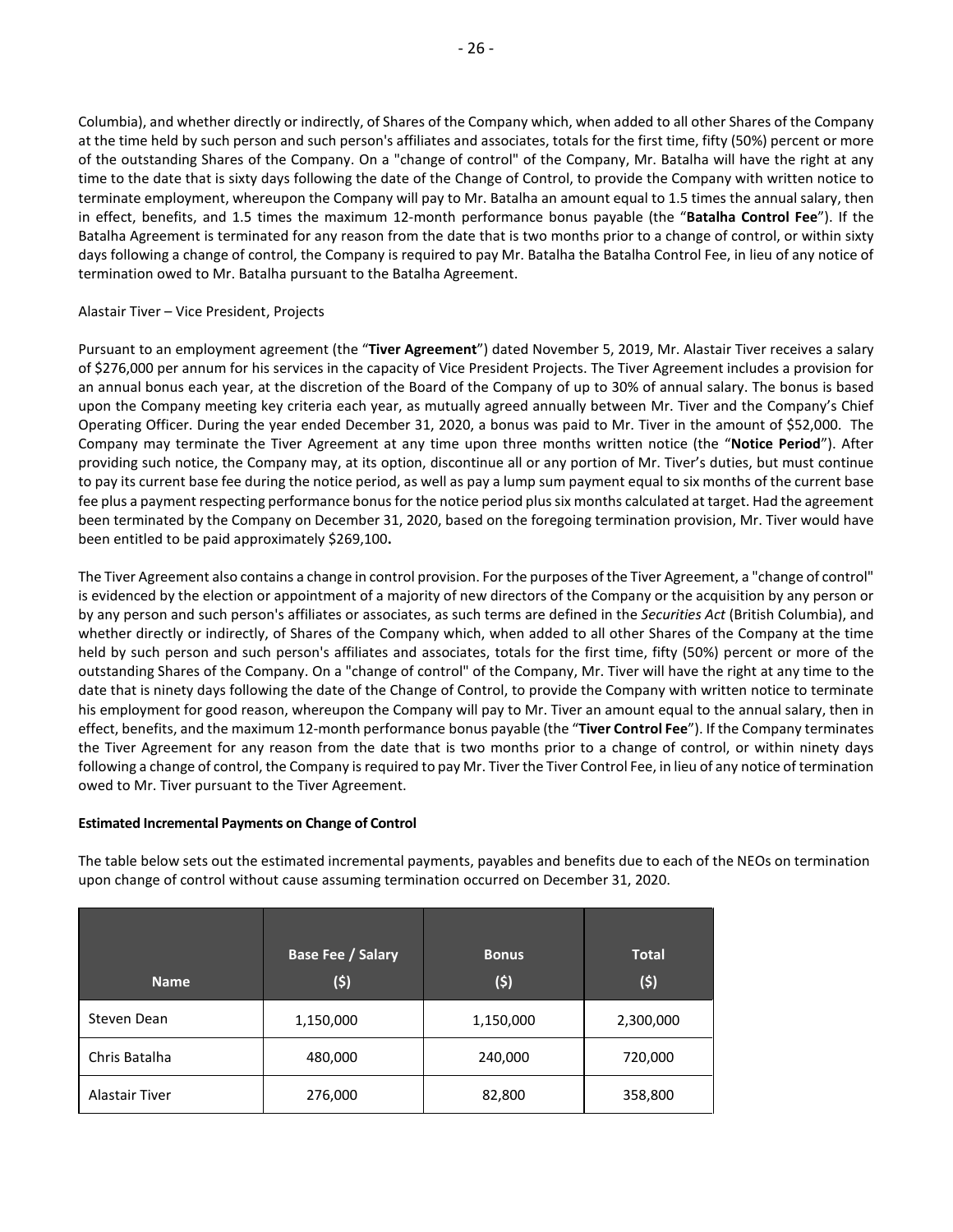Columbia), and whether directly or indirectly, of Shares of the Company which, when added to all other Shares of the Company at the time held by such person and such person's affiliates and associates, totals for the first time, fifty (50%) percent or more of the outstanding Shares of the Company. On a "change of control" of the Company, Mr. Batalha will have the right at any time to the date that is sixty days following the date of the Change of Control, to provide the Company with written notice to terminate employment, whereupon the Company will pay to Mr. Batalha an amount equal to 1.5 times the annual salary, then in effect, benefits, and 1.5 times the maximum 12-month performance bonus payable (the "**Batalha Control Fee**"). If the Batalha Agreement is terminated for any reason from the date that is two months prior to a change of control, or within sixty days following a change of control, the Company is required to pay Mr. Batalha the Batalha Control Fee, in lieu of any notice of termination owed to Mr. Batalha pursuant to the Batalha Agreement.

Alastair Tiver – Vice President, Projects

Pursuant to an employment agreement (the "**Tiver Agreement**") dated November 5, 2019, Mr. Alastair Tiver receives a salary of $276,000 per annum for his services in the capacity of Vice President Projects. The Tiver Agreement includes a provision for an annual bonus each year, at the discretion of the Board of the Company of up to 30% of annual salary. The bonus is based upon the Company meeting key criteria each year, as mutually agreed annually between Mr. Tiver and the Company's Chief Operating Officer. During the year ended December 31, 2020, a bonus was paid to Mr. Tiver in the amount of $52,000. The Company may terminate the Tiver Agreement at any time upon three months written notice (the "**Notice Period**"). After providing such notice, the Company may, at its option, discontinue all or any portion of Mr. Tiver's duties, but must continue to pay its current base fee during the notice period, as well as pay a lump sum payment equal to six months of the current base fee plus a payment respecting performance bonus for the notice period plus six months calculated at target. Had the agreement been terminated by the Company on December 31, 2020, based on the foregoing termination provision, Mr. Tiver would have been entitled to be paid approximately $269,100**.**

The Tiver Agreement also contains a change in control provision. For the purposes of the Tiver Agreement, a "change of control" is evidenced by the election or appointment of a majority of new directors of the Company or the acquisition by any person or by any person and such person's affiliates or associates, as such terms are defined in the *Securities Act* (British Columbia), and whether directly or indirectly, of Shares of the Company which, when added to all other Shares of the Company at the time held by such person and such person's affiliates and associates, totals for the first time, fifty (50%) percent or more of the outstanding Shares of the Company. On a "change of control" of the Company, Mr. Tiver will have the right at any time to the date that is ninety days following the date of the Change of Control, to provide the Company with written notice to terminate his employment for good reason, whereupon the Company will pay to Mr. Tiver an amount equal to the annual salary, then in effect, benefits, and the maximum 12-month performance bonus payable (the "**Tiver Control Fee**"). If the Company terminates the Tiver Agreement for any reason from the date that is two months prior to a change of control, or within ninety days following a change of control, the Company is required to pay Mr. Tiver the Tiver Control Fee, in lieu of any notice of termination owed to Mr. Tiver pursuant to the Tiver Agreement.

**Estimated Incremental Payments on Change of Control**

The table below sets out the estimated incremental payments, payables and benefits due to each of the NEOs on termination upon change of control without cause assuming termination occurred on December 31, 2020.

| Name | Base Fee / Salary ($) | Bonus ($) | Total ($) |
|---|---|---|---|
| Steven Dean | 1,150,000 | 1,150,000 | 2,300,000 |
| Chris Batalha | 480,000 | 240,000 | 720,000 |
| Alastair Tiver | 276,000 | 82,800 | 358,800 |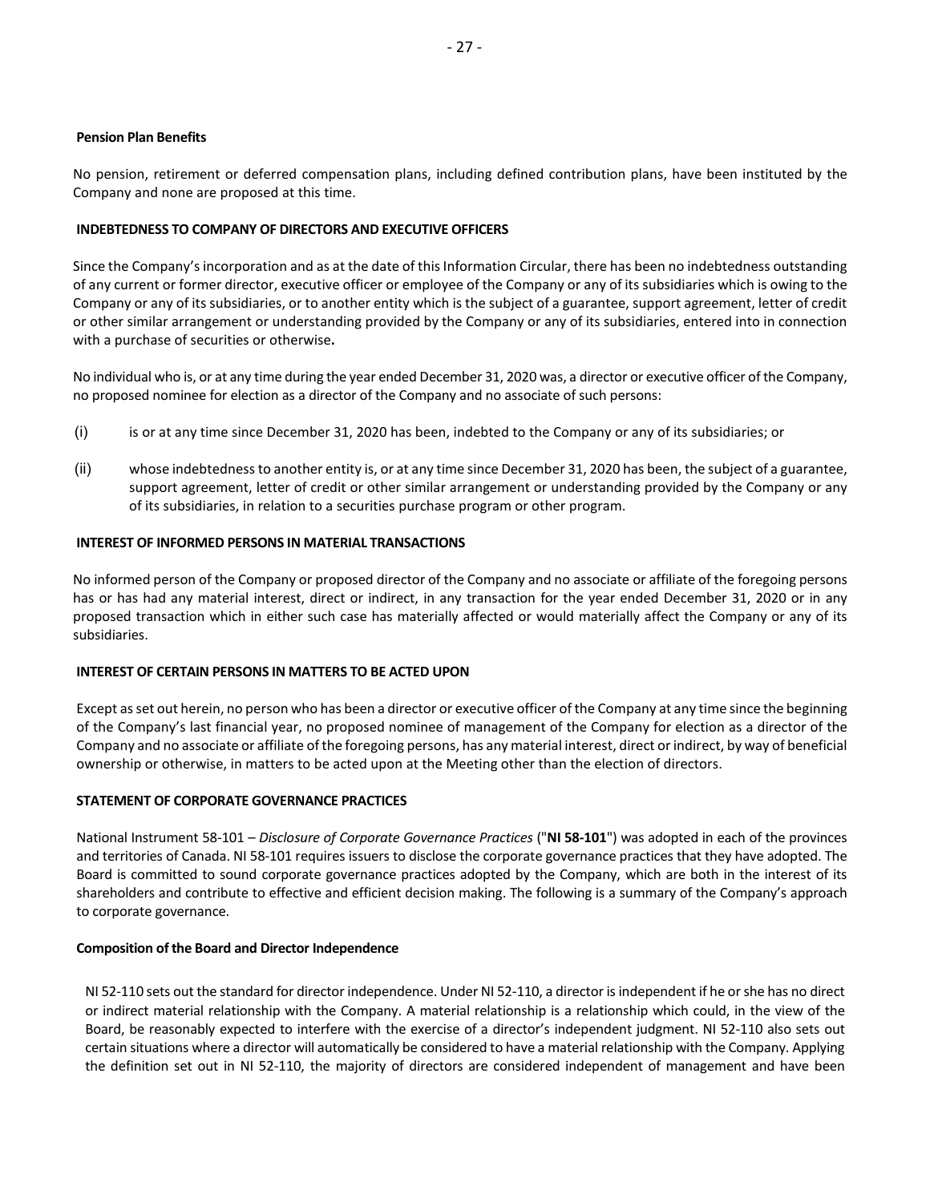### Pension Plan Benefits

No pension, retirement or deferred compensation plans, including defined contribution plans, have been instituted by the Company and none are proposed at this time.

## INDEBTEDNESS TO COMPANY OF DIRECTORS AND EXECUTIVE OFFICERS

Since the Company's incorporation and as at the date of this Information Circular, there has been no indebtedness outstanding of any current or former director, executive officer or employee of the Company or any of its subsidiaries which is owing to the Company or any of its subsidiaries, or to another entity which is the subject of a guarantee, support agreement, letter of credit or other similar arrangement or understanding provided by the Company or any of its subsidiaries, entered into in connection with a purchase of securities or otherwise**.**

No individual who is, or at any time during the year ended December 31, 2020 was, a director or executive officer of the Company, no proposed nominee for election as a director of the Company and no associate of such persons:

(i) is or at any time since December 31, 2020 has been, indebted to the Company or any of its subsidiaries; or

(ii) whose indebtedness to another entity is, or at any time since December 31, 2020 has been, the subject of a guarantee, support agreement, letter of credit or other similar arrangement or understanding provided by the Company or any of its subsidiaries, in relation to a securities purchase program or other program.

## INTEREST OF INFORMED PERSONS IN MATERIAL TRANSACTIONS

No informed person of the Company or proposed director of the Company and no associate or affiliate of the foregoing persons has or has had any material interest, direct or indirect, in any transaction for the year ended December 31, 2020 or in any proposed transaction which in either such case has materially affected or would materially affect the Company or any of its subsidiaries.

## INTEREST OF CERTAIN PERSONS IN MATTERS TO BE ACTED UPON

Except as set out herein, no person who has been a director or executive officer of the Company at any time since the beginning of the Company's last financial year, no proposed nominee of management of the Company for election as a director of the Company and no associate or affiliate of the foregoing persons, has any material interest, direct or indirect, by way of beneficial ownership or otherwise, in matters to be acted upon at the Meeting other than the election of directors.

## STATEMENT OF CORPORATE GOVERNANCE PRACTICES

National Instrument 58-101 – *Disclosure of Corporate Governance Practices* ("**NI 58-101**") was adopted in each of the provinces and territories of Canada. NI 58-101 requires issuers to disclose the corporate governance practices that they have adopted. The Board is committed to sound corporate governance practices adopted by the Company, which are both in the interest of its shareholders and contribute to effective and efficient decision making. The following is a summary of the Company's approach to corporate governance.

### Composition of the Board and Director Independence

NI 52-110 sets out the standard for director independence. Under NI 52-110, a director is independent if he or she has no direct or indirect material relationship with the Company. A material relationship is a relationship which could, in the view of the Board, be reasonably expected to interfere with the exercise of a director's independent judgment. NI 52-110 also sets out certain situations where a director will automatically be considered to have a material relationship with the Company. Applying the definition set out in NI 52-110, the majority of directors are considered independent of management and have been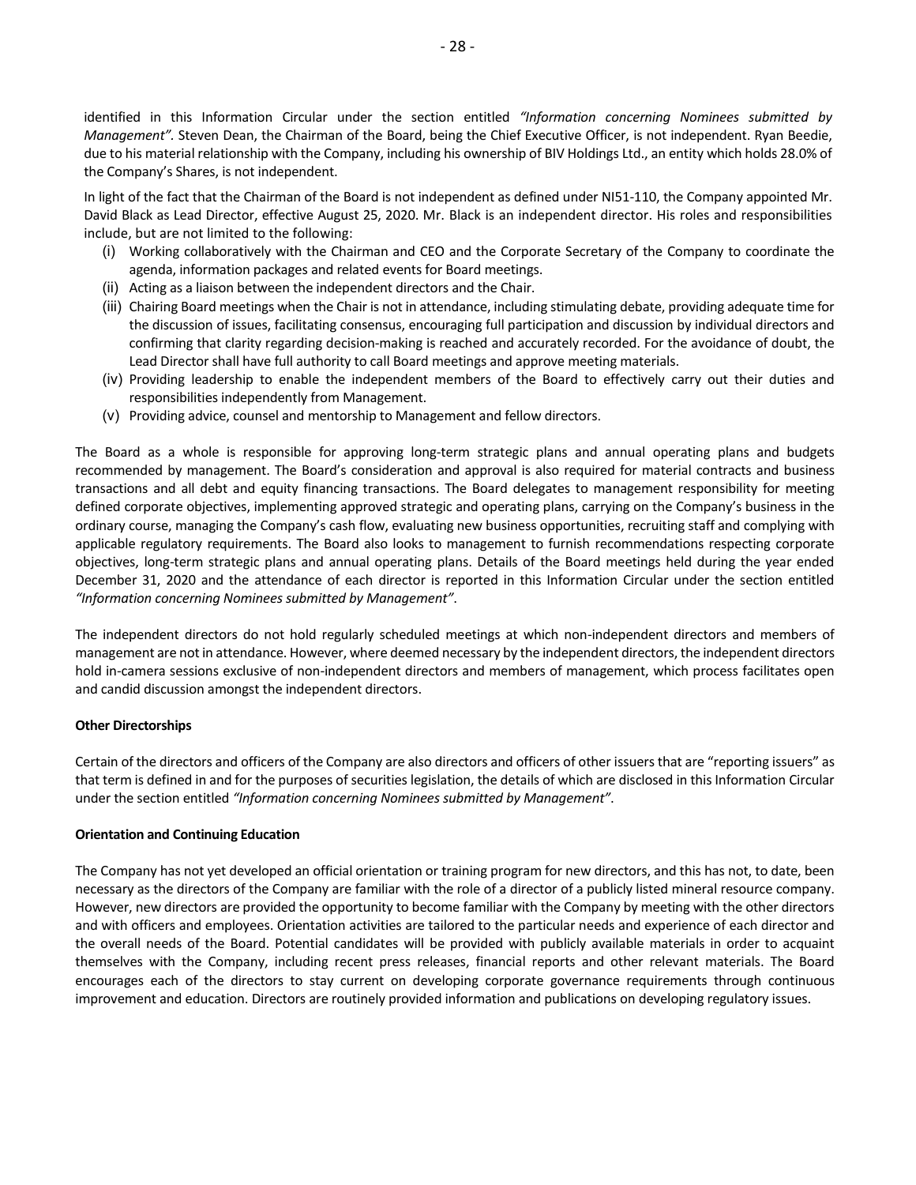identified in this Information Circular under the section entitled *"Information concerning Nominees submitted by Management".* Steven Dean, the Chairman of the Board, being the Chief Executive Officer, is not independent. Ryan Beedie, due to his material relationship with the Company, including his ownership of BIV Holdings Ltd., an entity which holds 28.0% of the Company's Shares, is not independent.

In light of the fact that the Chairman of the Board is not independent as defined under NI51-110, the Company appointed Mr. David Black as Lead Director, effective August 25, 2020. Mr. Black is an independent director. His roles and responsibilities include, but are not limited to the following:

- (i) Working collaboratively with the Chairman and CEO and the Corporate Secretary of the Company to coordinate the agenda, information packages and related events for Board meetings.
- (ii) Acting as a liaison between the independent directors and the Chair.
- (iii) Chairing Board meetings when the Chair is not in attendance, including stimulating debate, providing adequate time for the discussion of issues, facilitating consensus, encouraging full participation and discussion by individual directors and confirming that clarity regarding decision-making is reached and accurately recorded. For the avoidance of doubt, the Lead Director shall have full authority to call Board meetings and approve meeting materials.
- (iv) Providing leadership to enable the independent members of the Board to effectively carry out their duties and responsibilities independently from Management.
- (v) Providing advice, counsel and mentorship to Management and fellow directors.

The Board as a whole is responsible for approving long-term strategic plans and annual operating plans and budgets recommended by management. The Board's consideration and approval is also required for material contracts and business transactions and all debt and equity financing transactions. The Board delegates to management responsibility for meeting defined corporate objectives, implementing approved strategic and operating plans, carrying on the Company's business in the ordinary course, managing the Company's cash flow, evaluating new business opportunities, recruiting staff and complying with applicable regulatory requirements. The Board also looks to management to furnish recommendations respecting corporate objectives, long-term strategic plans and annual operating plans. Details of the Board meetings held during the year ended December 31, 2020 and the attendance of each director is reported in this Information Circular under the section entitled *"Information concerning Nominees submitted by Management"*.

The independent directors do not hold regularly scheduled meetings at which non-independent directors and members of management are not in attendance. However, where deemed necessary by the independent directors, the independent directors hold in-camera sessions exclusive of non-independent directors and members of management, which process facilitates open and candid discussion amongst the independent directors.

**Other Directorships**

Certain of the directors and officers of the Company are also directors and officers of other issuers that are "reporting issuers" as that term is defined in and for the purposes of securities legislation, the details of which are disclosed in this Information Circular under the section entitled *"Information concerning Nominees submitted by Management"*.

**Orientation and Continuing Education**

The Company has not yet developed an official orientation or training program for new directors, and this has not, to date, been necessary as the directors of the Company are familiar with the role of a director of a publicly listed mineral resource company. However, new directors are provided the opportunity to become familiar with the Company by meeting with the other directors and with officers and employees. Orientation activities are tailored to the particular needs and experience of each director and the overall needs of the Board. Potential candidates will be provided with publicly available materials in order to acquaint themselves with the Company, including recent press releases, financial reports and other relevant materials. The Board encourages each of the directors to stay current on developing corporate governance requirements through continuous improvement and education. Directors are routinely provided information and publications on developing regulatory issues.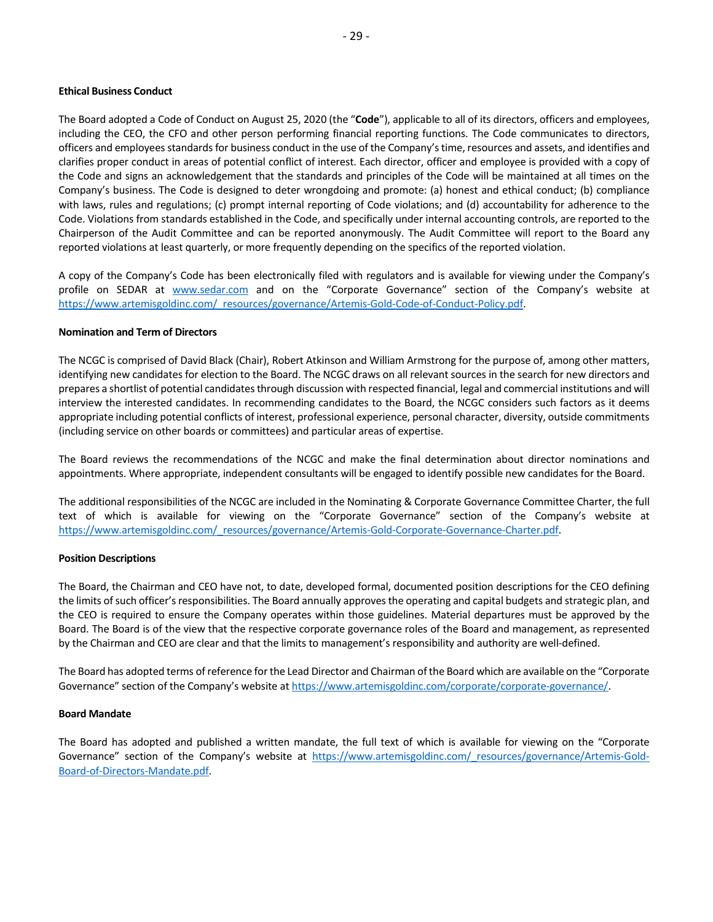**Ethical Business Conduct**

The Board adopted a Code of Conduct on August 25, 2020 (the "**Code**"), applicable to all of its directors, officers and employees, including the CEO, the CFO and other person performing financial reporting functions. The Code communicates to directors, officers and employees standards for business conduct in the use of the Company's time, resources and assets, and identifies and clarifies proper conduct in areas of potential conflict of interest. Each director, officer and employee is provided with a copy of the Code and signs an acknowledgement that the standards and principles of the Code will be maintained at all times on the Company's business. The Code is designed to deter wrongdoing and promote: (a) honest and ethical conduct; (b) compliance with laws, rules and regulations; (c) prompt internal reporting of Code violations; and (d) accountability for adherence to the Code. Violations from standards established in the Code, and specifically under internal accounting controls, are reported to the Chairperson of the Audit Committee and can be reported anonymously. The Audit Committee will report to the Board any reported violations at least quarterly, or more frequently depending on the specifics of the reported violation.

A copy of the Company's Code has been electronically filed with regulators and is available for viewing under the Company's profile on SEDAR at www.sedar.com and on the "Corporate Governance" section of the Company's website at https://www.artemisgoldinc.com/_resources/governance/Artemis-Gold-Code-of-Conduct-Policy.pdf.

**Nomination and Term of Directors**

The NCGC is comprised of David Black (Chair), Robert Atkinson and William Armstrong for the purpose of, among other matters, identifying new candidates for election to the Board. The NCGC draws on all relevant sources in the search for new directors and prepares a shortlist of potential candidates through discussion with respected financial, legal and commercial institutions and will interview the interested candidates. In recommending candidates to the Board, the NCGC considers such factors as it deems appropriate including potential conflicts of interest, professional experience, personal character, diversity, outside commitments (including service on other boards or committees) and particular areas of expertise.

The Board reviews the recommendations of the NCGC and make the final determination about director nominations and appointments. Where appropriate, independent consultants will be engaged to identify possible new candidates for the Board.

The additional responsibilities of the NCGC are included in the Nominating & Corporate Governance Committee Charter, the full text of which is available for viewing on the "Corporate Governance" section of the Company's website at https://www.artemisgoldinc.com/_resources/governance/Artemis-Gold-Corporate-Governance-Charter.pdf.

**Position Descriptions**

The Board, the Chairman and CEO have not, to date, developed formal, documented position descriptions for the CEO defining the limits of such officer's responsibilities. The Board annually approves the operating and capital budgets and strategic plan, and the CEO is required to ensure the Company operates within those guidelines. Material departures must be approved by the Board. The Board is of the view that the respective corporate governance roles of the Board and management, as represented by the Chairman and CEO are clear and that the limits to management's responsibility and authority are well-defined.

The Board has adopted terms of reference for the Lead Director and Chairman of the Board which are available on the "Corporate Governance" section of the Company's website at https://www.artemisgoldinc.com/corporate/corporate-governance/.

**Board Mandate**

The Board has adopted and published a written mandate, the full text of which is available for viewing on the "Corporate Governance" section of the Company's website at https://www.artemisgoldinc.com/_resources/governance/Artemis-Gold-Board-of-Directors-Mandate.pdf.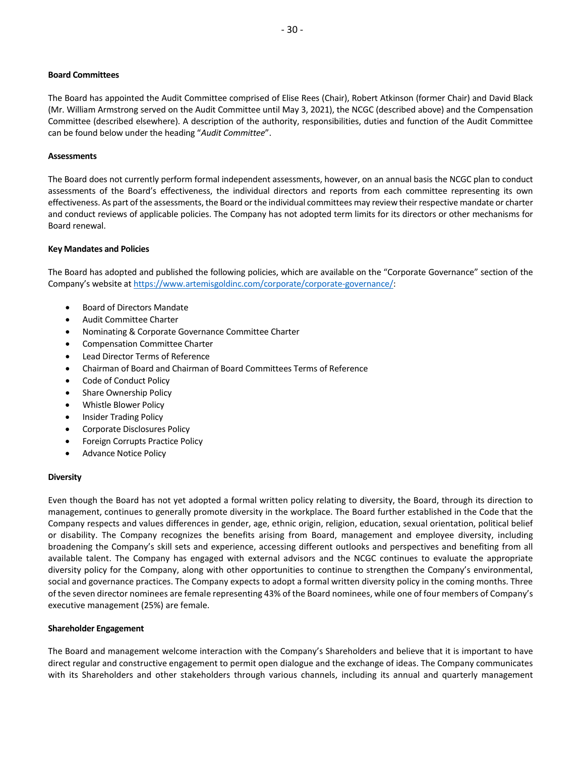**Board Committees**

The Board has appointed the Audit Committee comprised of Elise Rees (Chair), Robert Atkinson (former Chair) and David Black (Mr. William Armstrong served on the Audit Committee until May 3, 2021), the NCGC (described above) and the Compensation Committee (described elsewhere). A description of the authority, responsibilities, duties and function of the Audit Committee can be found below under the heading "*Audit Committee*".

**Assessments**

The Board does not currently perform formal independent assessments, however, on an annual basis the NCGC plan to conduct assessments of the Board's effectiveness, the individual directors and reports from each committee representing its own effectiveness. As part of the assessments, the Board or the individual committees may review their respective mandate or charter and conduct reviews of applicable policies. The Company has not adopted term limits for its directors or other mechanisms for Board renewal.

**Key Mandates and Policies**

The Board has adopted and published the following policies, which are available on the "Corporate Governance" section of the Company's website at https://www.artemisgoldinc.com/corporate/corporate-governance/:

- Board of Directors Mandate
- Audit Committee Charter
- Nominating & Corporate Governance Committee Charter
- Compensation Committee Charter
- Lead Director Terms of Reference
- Chairman of Board and Chairman of Board Committees Terms of Reference
- Code of Conduct Policy
- Share Ownership Policy
- Whistle Blower Policy
- Insider Trading Policy
- Corporate Disclosures Policy
- Foreign Corrupts Practice Policy
- Advance Notice Policy

**Diversity**

Even though the Board has not yet adopted a formal written policy relating to diversity, the Board, through its direction to management, continues to generally promote diversity in the workplace. The Board further established in the Code that the Company respects and values differences in gender, age, ethnic origin, religion, education, sexual orientation, political belief or disability. The Company recognizes the benefits arising from Board, management and employee diversity, including broadening the Company's skill sets and experience, accessing different outlooks and perspectives and benefiting from all available talent. The Company has engaged with external advisors and the NCGC continues to evaluate the appropriate diversity policy for the Company, along with other opportunities to continue to strengthen the Company's environmental, social and governance practices. The Company expects to adopt a formal written diversity policy in the coming months. Three of the seven director nominees are female representing 43% of the Board nominees, while one of four members of Company's executive management (25%) are female.

**Shareholder Engagement**

The Board and management welcome interaction with the Company's Shareholders and believe that it is important to have direct regular and constructive engagement to permit open dialogue and the exchange of ideas. The Company communicates with its Shareholders and other stakeholders through various channels, including its annual and quarterly management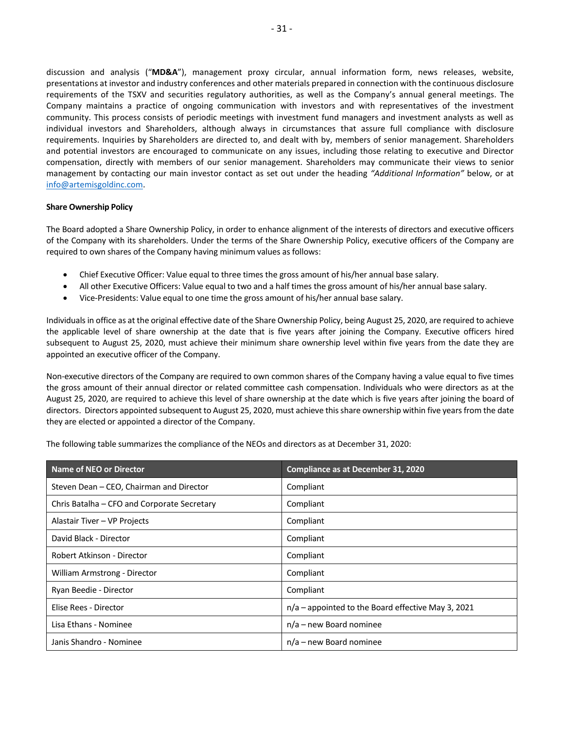discussion and analysis ("**MD&A**"), management proxy circular, annual information form, news releases, website, presentations at investor and industry conferences and other materials prepared in connection with the continuous disclosure requirements of the TSXV and securities regulatory authorities, as well as the Company's annual general meetings. The Company maintains a practice of ongoing communication with investors and with representatives of the investment community. This process consists of periodic meetings with investment fund managers and investment analysts as well as individual investors and Shareholders, although always in circumstances that assure full compliance with disclosure requirements. Inquiries by Shareholders are directed to, and dealt with by, members of senior management. Shareholders and potential investors are encouraged to communicate on any issues, including those relating to executive and Director compensation, directly with members of our senior management. Shareholders may communicate their views to senior management by contacting our main investor contact as set out under the heading *"Additional Information"* below, or at info@artemisgoldinc.com.

**Share Ownership Policy**

The Board adopted a Share Ownership Policy, in order to enhance alignment of the interests of directors and executive officers of the Company with its shareholders. Under the terms of the Share Ownership Policy, executive officers of the Company are required to own shares of the Company having minimum values as follows:

- Chief Executive Officer: Value equal to three times the gross amount of his/her annual base salary.
- All other Executive Officers: Value equal to two and a half times the gross amount of his/her annual base salary.
- Vice-Presidents: Value equal to one time the gross amount of his/her annual base salary.

Individuals in office as at the original effective date of the Share Ownership Policy, being August 25, 2020, are required to achieve the applicable level of share ownership at the date that is five years after joining the Company. Executive officers hired subsequent to August 25, 2020, must achieve their minimum share ownership level within five years from the date they are appointed an executive officer of the Company.

Non-executive directors of the Company are required to own common shares of the Company having a value equal to five times the gross amount of their annual director or related committee cash compensation. Individuals who were directors as at the August 25, 2020, are required to achieve this level of share ownership at the date which is five years after joining the board of directors. Directors appointed subsequent to August 25, 2020, must achieve this share ownership within five years from the date they are elected or appointed a director of the Company.

The following table summarizes the compliance of the NEOs and directors as at December 31, 2020:

| Name of NEO or Director | Compliance as at December 31, 2020 |
|---|---|
| Steven Dean – CEO, Chairman and Director | Compliant |
| Chris Batalha – CFO and Corporate Secretary | Compliant |
| Alastair Tiver – VP Projects | Compliant |
| David Black - Director | Compliant |
| Robert Atkinson - Director | Compliant |
| William Armstrong - Director | Compliant |
| Ryan Beedie - Director | Compliant |
| Elise Rees - Director | n/a – appointed to the Board effective May 3, 2021 |
| Lisa Ethans - Nominee | n/a – new Board nominee |
| Janis Shandro - Nominee | n/a – new Board nominee |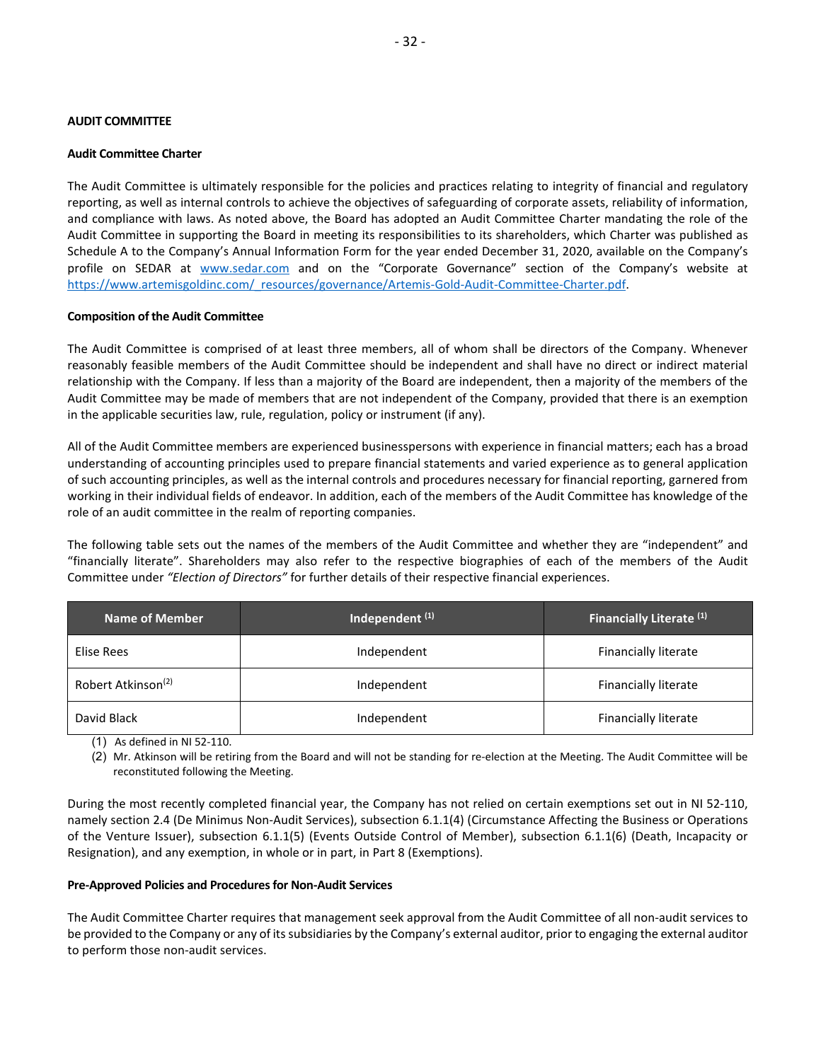## AUDIT COMMITTEE

### Audit Committee Charter

The Audit Committee is ultimately responsible for the policies and practices relating to integrity of financial and regulatory reporting, as well as internal controls to achieve the objectives of safeguarding of corporate assets, reliability of information, and compliance with laws. As noted above, the Board has adopted an Audit Committee Charter mandating the role of the Audit Committee in supporting the Board in meeting its responsibilities to its shareholders, which Charter was published as Schedule A to the Company's Annual Information Form for the year ended December 31, 2020, available on the Company's profile on SEDAR at www.sedar.com and on the "Corporate Governance" section of the Company's website at https://www.artemisgoldinc.com/_resources/governance/Artemis-Gold-Audit-Committee-Charter.pdf.

### Composition of the Audit Committee

The Audit Committee is comprised of at least three members, all of whom shall be directors of the Company. Whenever reasonably feasible members of the Audit Committee should be independent and shall have no direct or indirect material relationship with the Company. If less than a majority of the Board are independent, then a majority of the members of the Audit Committee may be made of members that are not independent of the Company, provided that there is an exemption in the applicable securities law, rule, regulation, policy or instrument (if any).

All of the Audit Committee members are experienced businesspersons with experience in financial matters; each has a broad understanding of accounting principles used to prepare financial statements and varied experience as to general application of such accounting principles, as well as the internal controls and procedures necessary for financial reporting, garnered from working in their individual fields of endeavor. In addition, each of the members of the Audit Committee has knowledge of the role of an audit committee in the realm of reporting companies.

The following table sets out the names of the members of the Audit Committee and whether they are "independent" and "financially literate". Shareholders may also refer to the respective biographies of each of the members of the Audit Committee under *"Election of Directors"* for further details of their respective financial experiences.

| Name of Member | Independent [1] | Financially Literate [1] |
|---|---|---|
| Elise Rees | Independent | Financially literate |
| Robert Atkinson[2] | Independent | Financially literate |
| David Black | Independent | Financially literate |

(1) As defined in NI 52-110.

(2) Mr. Atkinson will be retiring from the Board and will not be standing for re-election at the Meeting. The Audit Committee will be reconstituted following the Meeting.

During the most recently completed financial year, the Company has not relied on certain exemptions set out in NI 52-110, namely section 2.4 (De Minimus Non-Audit Services), subsection 6.1.1(4) (Circumstance Affecting the Business or Operations of the Venture Issuer), subsection 6.1.1(5) (Events Outside Control of Member), subsection 6.1.1(6) (Death, Incapacity or Resignation), and any exemption, in whole or in part, in Part 8 (Exemptions).

### Pre-Approved Policies and Procedures for Non-Audit Services

The Audit Committee Charter requires that management seek approval from the Audit Committee of all non-audit services to be provided to the Company or any of its subsidiaries by the Company's external auditor, prior to engaging the external auditor to perform those non-audit services.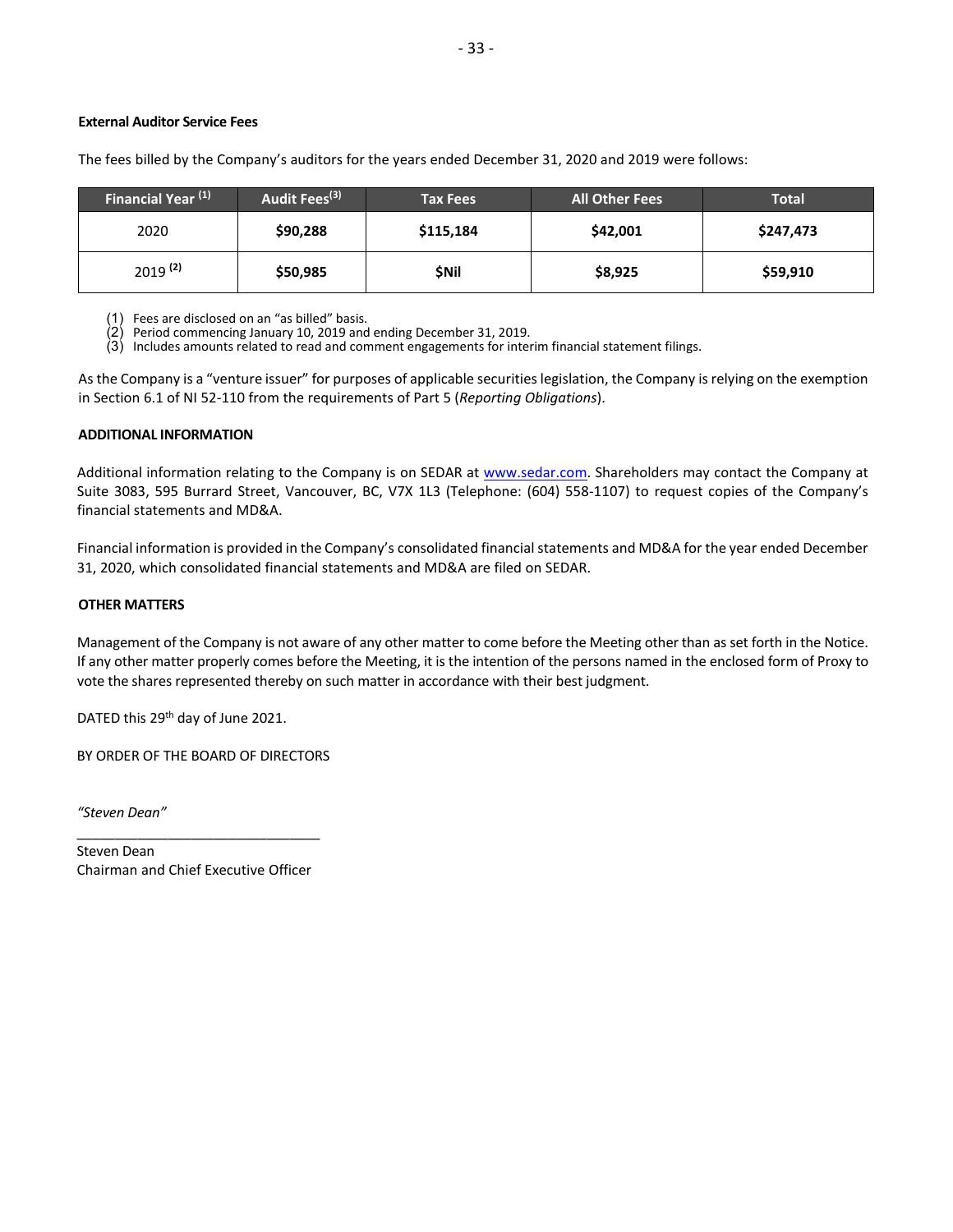### External Auditor Service Fees

The fees billed by the Company's auditors for the years ended December 31, 2020 and 2019 were follows:

| Financial Year [(1)] | Audit Fees[(3)] | Tax Fees | All Other Fees | Total |
|---|---|---|---|---|
| 2020 | **$90,288** | **$115,184** | **$42,001** | **$247,473** |
| 2019 **[(2)]** | **$50,985** | **$Nil** | **$8,925** | **$59,910** |

(1) Fees are disclosed on an "as billed" basis.
(2) Period commencing January 10, 2019 and ending December 31, 2019.
(3) Includes amounts related to read and comment engagements for interim financial statement filings.

As the Company is a "venture issuer" for purposes of applicable securities legislation, the Company is relying on the exemption in Section 6.1 of NI 52-110 from the requirements of Part 5 (*Reporting Obligations*).

### ADDITIONAL INFORMATION

Additional information relating to the Company is on SEDAR at www.sedar.com. Shareholders may contact the Company at Suite 3083, 595 Burrard Street, Vancouver, BC, V7X 1L3 (Telephone: (604) 558-1107) to request copies of the Company's financial statements and MD&A.

Financial information is provided in the Company's consolidated financial statements and MD&A for the year ended December 31, 2020, which consolidated financial statements and MD&A are filed on SEDAR.

### OTHER MATTERS

Management of the Company is not aware of any other matter to come before the Meeting other than as set forth in the Notice. If any other matter properly comes before the Meeting, it is the intention of the persons named in the enclosed form of Proxy to vote the shares represented thereby on such matter in accordance with their best judgment.

DATED this 29th day of June 2021.

BY ORDER OF THE BOARD OF DIRECTORS

*"Steven Dean"*

Steven Dean
Chairman and Chief Executive Officer